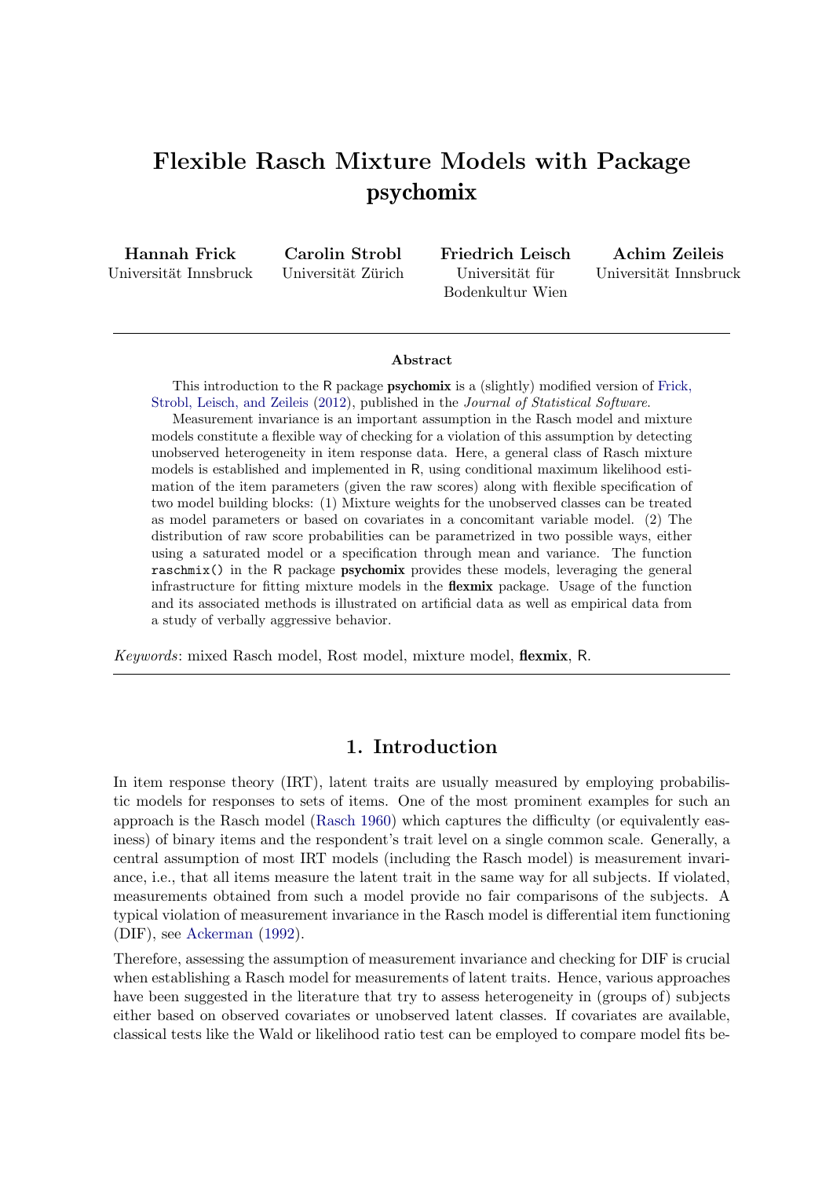# Flexible Rasch Mixture Models with Package psychomix

**Hannah Frick**
Universität Innsbruck

**Carolin Strobl**
Universität Zürich

**Friedrich Leisch**
Universität für Bodenkultur Wien

**Achim Zeileis**
Universität Innsbruck

---

### Abstract

This introduction to the R package **psychomix** is a (slightly) modified version of Frick, Strobl, Leisch, and Zeileis (2012), published in the *Journal of Statistical Software*.

Measurement invariance is an important assumption in the Rasch model and mixture models constitute a flexible way of checking for a violation of this assumption by detecting unobserved heterogeneity in item response data. Here, a general class of Rasch mixture models is established and implemented in R, using conditional maximum likelihood estimation of the item parameters (given the raw scores) along with flexible specification of two model building blocks: (1) Mixture weights for the unobserved classes can be treated as model parameters or based on covariates in a concomitant variable model. (2) The distribution of raw score probabilities can be parametrized in two possible ways, either using a saturated model or a specification through mean and variance. The function `raschmix()` in the R package **psychomix** provides these models, leveraging the general infrastructure for fitting mixture models in the **flexmix** package. Usage of the function and its associated methods is illustrated on artificial data as well as empirical data from a study of verbally aggressive behavior.

*Keywords*: mixed Rasch model, Rost model, mixture model, **flexmix**, R.

---

## 1. Introduction

In item response theory (IRT), latent traits are usually measured by employing probabilistic models for responses to sets of items. One of the most prominent examples for such an approach is the Rasch model (Rasch 1960) which captures the difficulty (or equivalently easiness) of binary items and the respondent's trait level on a single common scale. Generally, a central assumption of most IRT models (including the Rasch model) is measurement invariance, i.e., that all items measure the latent trait in the same way for all subjects. If violated, measurements obtained from such a model provide no fair comparisons of the subjects. A typical violation of measurement invariance in the Rasch model is differential item functioning (DIF), see Ackerman (1992).

Therefore, assessing the assumption of measurement invariance and checking for DIF is crucial when establishing a Rasch model for measurements of latent traits. Hence, various approaches have been suggested in the literature that try to assess heterogeneity in (groups of) subjects either based on observed covariates or unobserved latent classes. If covariates are available, classical tests like the Wald or likelihood ratio test can be employed to compare model fits be-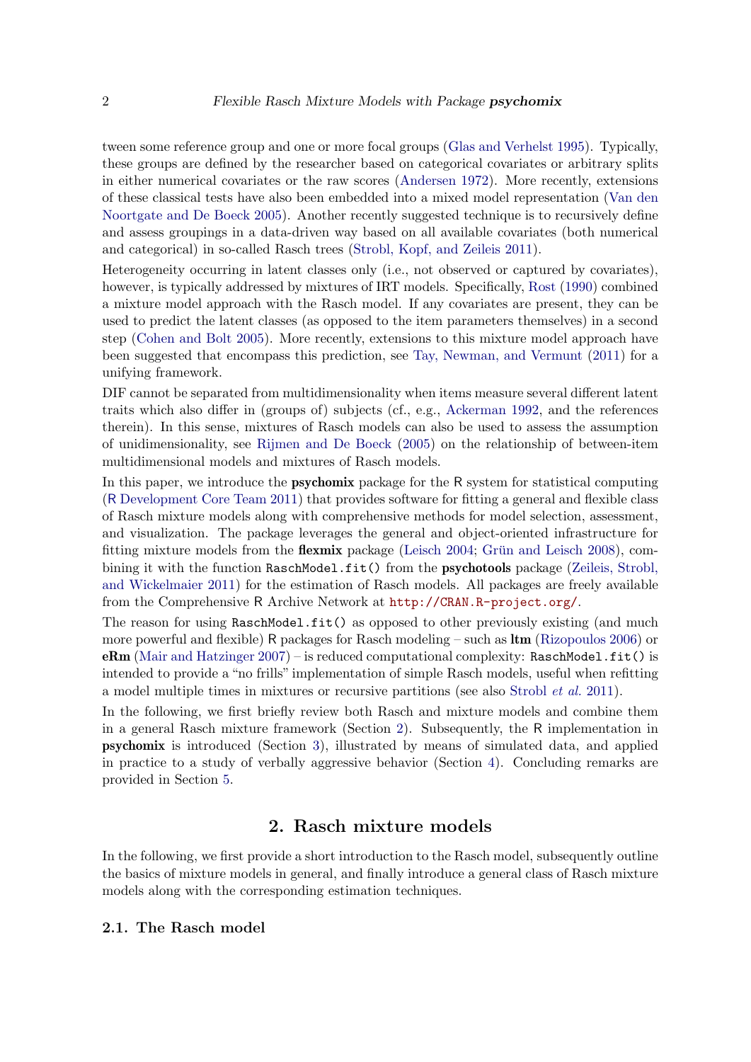tween some reference group and one or more focal groups (Glas and Verhelst 1995). Typically, these groups are defined by the researcher based on categorical covariates or arbitrary splits in either numerical covariates or the raw scores (Andersen 1972). More recently, extensions of these classical tests have also been embedded into a mixed model representation (Van den Noortgate and De Boeck 2005). Another recently suggested technique is to recursively define and assess groupings in a data-driven way based on all available covariates (both numerical and categorical) in so-called Rasch trees (Strobl, Kopf, and Zeileis 2011).

Heterogeneity occurring in latent classes only (i.e., not observed or captured by covariates), however, is typically addressed by mixtures of IRT models. Specifically, Rost (1990) combined a mixture model approach with the Rasch model. If any covariates are present, they can be used to predict the latent classes (as opposed to the item parameters themselves) in a second step (Cohen and Bolt 2005). More recently, extensions to this mixture model approach have been suggested that encompass this prediction, see Tay, Newman, and Vermunt (2011) for a unifying framework.

DIF cannot be separated from multidimensionality when items measure several different latent traits which also differ in (groups of) subjects (cf., e.g., Ackerman 1992, and the references therein). In this sense, mixtures of Rasch models can also be used to assess the assumption of unidimensionality, see Rijmen and De Boeck (2005) on the relationship of between-item multidimensional models and mixtures of Rasch models.

In this paper, we introduce the **psychomix** package for the R system for statistical computing (R Development Core Team 2011) that provides software for fitting a general and flexible class of Rasch mixture models along with comprehensive methods for model selection, assessment, and visualization. The package leverages the general and object-oriented infrastructure for fitting mixture models from the **flexmix** package (Leisch 2004; Grün and Leisch 2008), combining it with the function `RaschModel.fit()` from the **psychotools** package (Zeileis, Strobl, and Wickelmaier 2011) for the estimation of Rasch models. All packages are freely available from the Comprehensive R Archive Network at `http://CRAN.R-project.org/`.

The reason for using `RaschModel.fit()` as opposed to other previously existing (and much more powerful and flexible) R packages for Rasch modeling – such as **ltm** (Rizopoulos 2006) or **eRm** (Mair and Hatzinger 2007) – is reduced computational complexity: `RaschModel.fit()` is intended to provide a "no frills" implementation of simple Rasch models, useful when refitting a model multiple times in mixtures or recursive partitions (see also Strobl *et al.* 2011).

In the following, we first briefly review both Rasch and mixture models and combine them in a general Rasch mixture framework (Section 2). Subsequently, the R implementation in **psychomix** is introduced (Section 3), illustrated by means of simulated data, and applied in practice to a study of verbally aggressive behavior (Section 4). Concluding remarks are provided in Section 5.

## 2. Rasch mixture models

In the following, we first provide a short introduction to the Rasch model, subsequently outline the basics of mixture models in general, and finally introduce a general class of Rasch mixture models along with the corresponding estimation techniques.

### 2.1. The Rasch model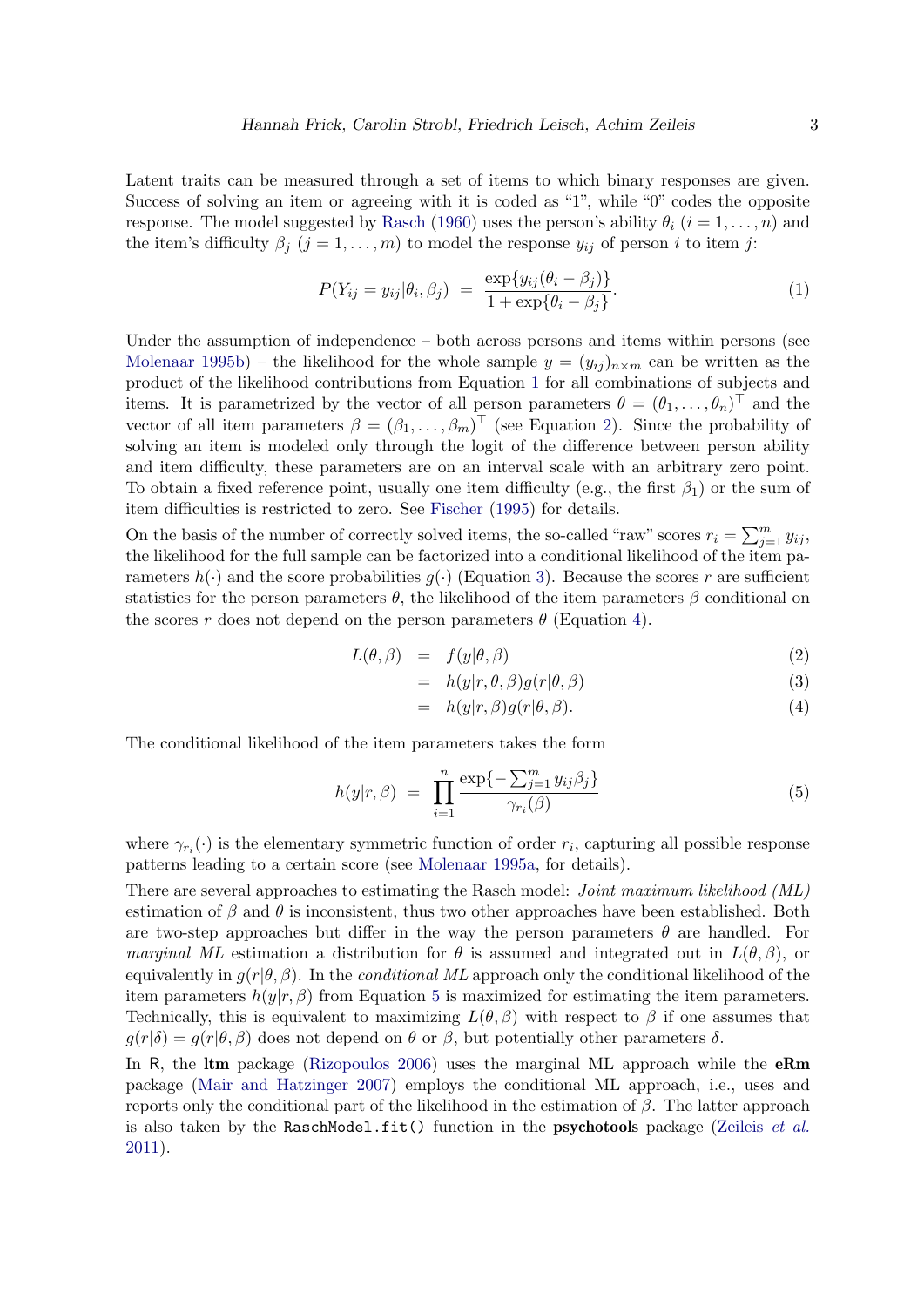Latent traits can be measured through a set of items to which binary responses are given. Success of solving an item or agreeing with it is coded as "1", while "0" codes the opposite response. The model suggested by Rasch (1960) uses the person's ability $\theta_i$ ($i = 1, \dots, n$) and the item's difficulty $\beta_j$ ($j = 1, \dots, m$) to model the response $y_{ij}$ of person $i$ to item $j$:

$$P(Y_{ij} = y_{ij}|\theta_i, \beta_j) \;=\; \frac{\exp\{y_{ij}(\theta_i - \beta_j)\}}{1 + \exp\{\theta_i - \beta_j\}}. \tag{1}$$

Under the assumption of independence – both across persons and items within persons (see Molenaar 1995b) – the likelihood for the whole sample $y = (y_{ij})_{n \times m}$ can be written as the product of the likelihood contributions from Equation 1 for all combinations of subjects and items. It is parametrized by the vector of all person parameters $\theta = (\theta_1, \dots, \theta_n)^\top$ and the vector of all item parameters $\beta = (\beta_1, \dots, \beta_m)^\top$ (see Equation 2). Since the probability of solving an item is modeled only through the logit of the difference between person ability and item difficulty, these parameters are on an interval scale with an arbitrary zero point. To obtain a fixed reference point, usually one item difficulty (e.g., the first $\beta_1$) or the sum of item difficulties is restricted to zero. See Fischer (1995) for details.

On the basis of the number of correctly solved items, the so-called "raw" scores $r_i = \sum_{j=1}^{m} y_{ij}$, the likelihood for the full sample can be factorized into a conditional likelihood of the item parameters $h(\cdot)$ and the score probabilities $g(\cdot)$ (Equation 3). Because the scores $r$ are sufficient statistics for the person parameters $\theta$, the likelihood of the item parameters $\beta$ conditional on the scores $r$ does not depend on the person parameters $\theta$ (Equation 4).

$$\begin{aligned}
L(\theta, \beta) \;&=\; f(y|\theta, \beta) &(2)\\
&=\; h(y|r, \theta, \beta) g(r|\theta, \beta) &(3)\\
&=\; h(y|r, \beta) g(r|\theta, \beta). &(4)
\end{aligned}$$

The conditional likelihood of the item parameters takes the form

$$h(y|r, \beta) \;=\; \prod_{i=1}^{n} \frac{\exp\{-\sum_{j=1}^{m} y_{ij}\beta_j\}}{\gamma_{r_i}(\beta)} \tag{5}$$

where $\gamma_{r_i}(\cdot)$ is the elementary symmetric function of order $r_i$, capturing all possible response patterns leading to a certain score (see Molenaar 1995a, for details).

There are several approaches to estimating the Rasch model: *Joint maximum likelihood (ML)* estimation of $\beta$ and $\theta$ is inconsistent, thus two other approaches have been established. Both are two-step approaches but differ in the way the person parameters $\theta$ are handled. For *marginal ML* estimation a distribution for $\theta$ is assumed and integrated out in $L(\theta, \beta)$, or equivalently in $g(r|\theta, \beta)$. In the *conditional ML* approach only the conditional likelihood of the item parameters $h(y|r, \beta)$ from Equation 5 is maximized for estimating the item parameters. Technically, this is equivalent to maximizing $L(\theta, \beta)$ with respect to $\beta$ if one assumes that $g(r|\delta) = g(r|\theta, \beta)$ does not depend on $\theta$ or $\beta$, but potentially other parameters $\delta$.

In R, the **ltm** package (Rizopoulos 2006) uses the marginal ML approach while the **eRm** package (Mair and Hatzinger 2007) employs the conditional ML approach, i.e., uses and reports only the conditional part of the likelihood in the estimation of $\beta$. The latter approach is also taken by the `RaschModel.fit()` function in the **psychotools** package (Zeileis *et al.* 2011).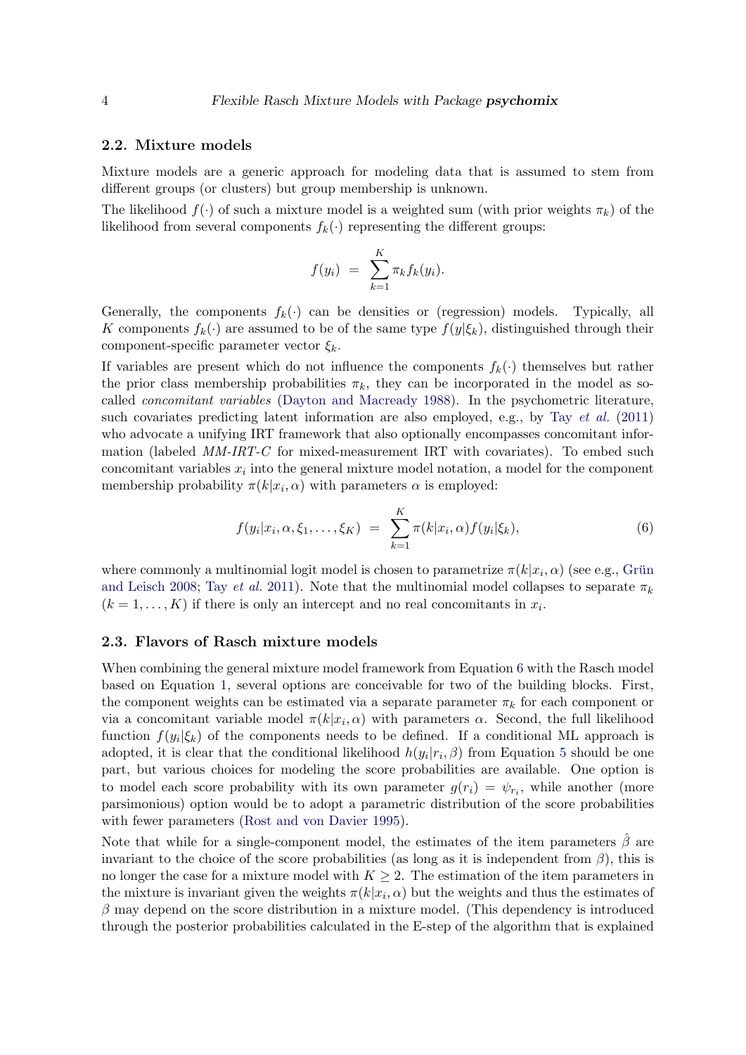### 2.2. Mixture models

Mixture models are a generic approach for modeling data that is assumed to stem from different groups (or clusters) but group membership is unknown.

The likelihood $f(\cdot)$ of such a mixture model is a weighted sum (with prior weights $\pi_k$) of the likelihood from several components $f_k(\cdot)$ representing the different groups:

$$f(y_i) \;=\; \sum_{k=1}^{K} \pi_k f_k(y_i).$$

Generally, the components $f_k(\cdot)$ can be densities or (regression) models. Typically, all $K$ components $f_k(\cdot)$ are assumed to be of the same type $f(y|\xi_k)$, distinguished through their component-specific parameter vector $\xi_k$.

If variables are present which do not influence the components $f_k(\cdot)$ themselves but rather the prior class membership probabilities $\pi_k$, they can be incorporated in the model as so-called *concomitant variables* (Dayton and Macready 1988). In the psychometric literature, such covariates predicting latent information are also employed, e.g., by Tay *et al.* (2011) who advocate a unifying IRT framework that also optionally encompasses concomitant information (labeled *MM-IRT-C* for mixed-measurement IRT with covariates). To embed such concomitant variables $x_i$ into the general mixture model notation, a model for the component membership probability $\pi(k|x_i, \alpha)$ with parameters $\alpha$ is employed:

$$f(y_i|x_i, \alpha, \xi_1, \ldots, \xi_K) \;=\; \sum_{k=1}^{K} \pi(k|x_i, \alpha) f(y_i|\xi_k), \tag{6}$$

where commonly a multinomial logit model is chosen to parametrize $\pi(k|x_i, \alpha)$ (see e.g., Grün and Leisch 2008; Tay *et al.* 2011). Note that the multinomial model collapses to separate $\pi_k$ $(k = 1, \ldots, K)$ if there is only an intercept and no real concomitants in $x_i$.

### 2.3. Flavors of Rasch mixture models

When combining the general mixture model framework from Equation 6 with the Rasch model based on Equation 1, several options are conceivable for two of the building blocks. First, the component weights can be estimated via a separate parameter $\pi_k$ for each component or via a concomitant variable model $\pi(k|x_i, \alpha)$ with parameters $\alpha$. Second, the full likelihood function $f(y_i|\xi_k)$ of the components needs to be defined. If a conditional ML approach is adopted, it is clear that the conditional likelihood $h(y_i|r_i, \beta)$ from Equation 5 should be one part, but various choices for modeling the score probabilities are available. One option is to model each score probability with its own parameter $g(r_i) = \psi_{r_i}$, while another (more parsimonious) option would be to adopt a parametric distribution of the score probabilities with fewer parameters (Rost and von Davier 1995).

Note that while for a single-component model, the estimates of the item parameters $\hat{\beta}$ are invariant to the choice of the score probabilities (as long as it is independent from $\beta$), this is no longer the case for a mixture model with $K \geq 2$. The estimation of the item parameters in the mixture is invariant given the weights $\pi(k|x_i, \alpha)$ but the weights and thus the estimates of $\beta$ may depend on the score distribution in a mixture model. (This dependency is introduced through the posterior probabilities calculated in the E-step of the algorithm that is explained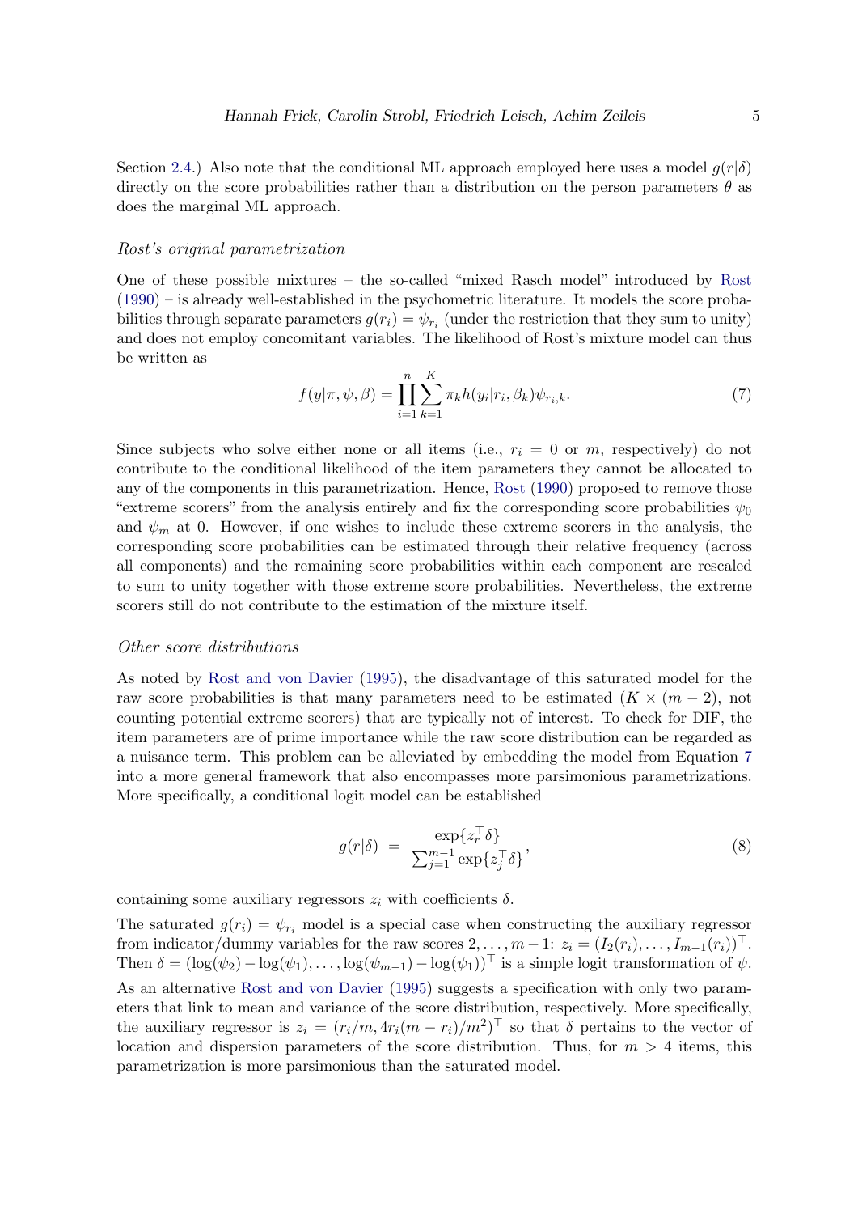Section 2.4.) Also note that the conditional ML approach employed here uses a model $g(r|\delta)$ directly on the score probabilities rather than a distribution on the person parameters $\theta$ as does the marginal ML approach.

### *Rost's original parametrization*

One of these possible mixtures – the so-called "mixed Rasch model" introduced by Rost (1990) – is already well-established in the psychometric literature. It models the score probabilities through separate parameters $g(r_i) = \psi_{r_i}$ (under the restriction that they sum to unity) and does not employ concomitant variables. The likelihood of Rost's mixture model can thus be written as

$$f(y|\pi, \psi, \beta) = \prod_{i=1}^{n} \sum_{k=1}^{K} \pi_k h(y_i|r_i, \beta_k) \psi_{r_i,k}. \tag{7}$$

Since subjects who solve either none or all items (i.e., $r_i = 0$ or $m$, respectively) do not contribute to the conditional likelihood of the item parameters they cannot be allocated to any of the components in this parametrization. Hence, Rost (1990) proposed to remove those "extreme scorers" from the analysis entirely and fix the corresponding score probabilities $\psi_0$ and $\psi_m$ at 0. However, if one wishes to include these extreme scorers in the analysis, the corresponding score probabilities can be estimated through their relative frequency (across all components) and the remaining score probabilities within each component are rescaled to sum to unity together with those extreme score probabilities. Nevertheless, the extreme scorers still do not contribute to the estimation of the mixture itself.

### *Other score distributions*

As noted by Rost and von Davier (1995), the disadvantage of this saturated model for the raw score probabilities is that many parameters need to be estimated ($K \times (m-2)$, not counting potential extreme scorers) that are typically not of interest. To check for DIF, the item parameters are of prime importance while the raw score distribution can be regarded as a nuisance term. This problem can be alleviated by embedding the model from Equation 7 into a more general framework that also encompasses more parsimonious parametrizations. More specifically, a conditional logit model can be established

$$g(r|\delta) \;=\; \frac{\exp\{z_r^\top \delta\}}{\sum_{j=1}^{m-1} \exp\{z_j^\top \delta\}}, \tag{8}$$

containing some auxiliary regressors $z_i$ with coefficients $\delta$.

The saturated $g(r_i) = \psi_{r_i}$ model is a special case when constructing the auxiliary regressor from indicator/dummy variables for the raw scores $2, \dots, m-1$: $z_i = (I_2(r_i), \dots, I_{m-1}(r_i))^\top$. Then $\delta = (\log(\psi_2) - \log(\psi_1), \dots, \log(\psi_{m-1}) - \log(\psi_1))^\top$ is a simple logit transformation of $\psi$.

As an alternative Rost and von Davier (1995) suggests a specification with only two parameters that link to mean and variance of the score distribution, respectively. More specifically, the auxiliary regressor is $z_i = (r_i/m, 4r_i(m-r_i)/m^2)^\top$ so that $\delta$ pertains to the vector of location and dispersion parameters of the score distribution. Thus, for $m > 4$ items, this parametrization is more parsimonious than the saturated model.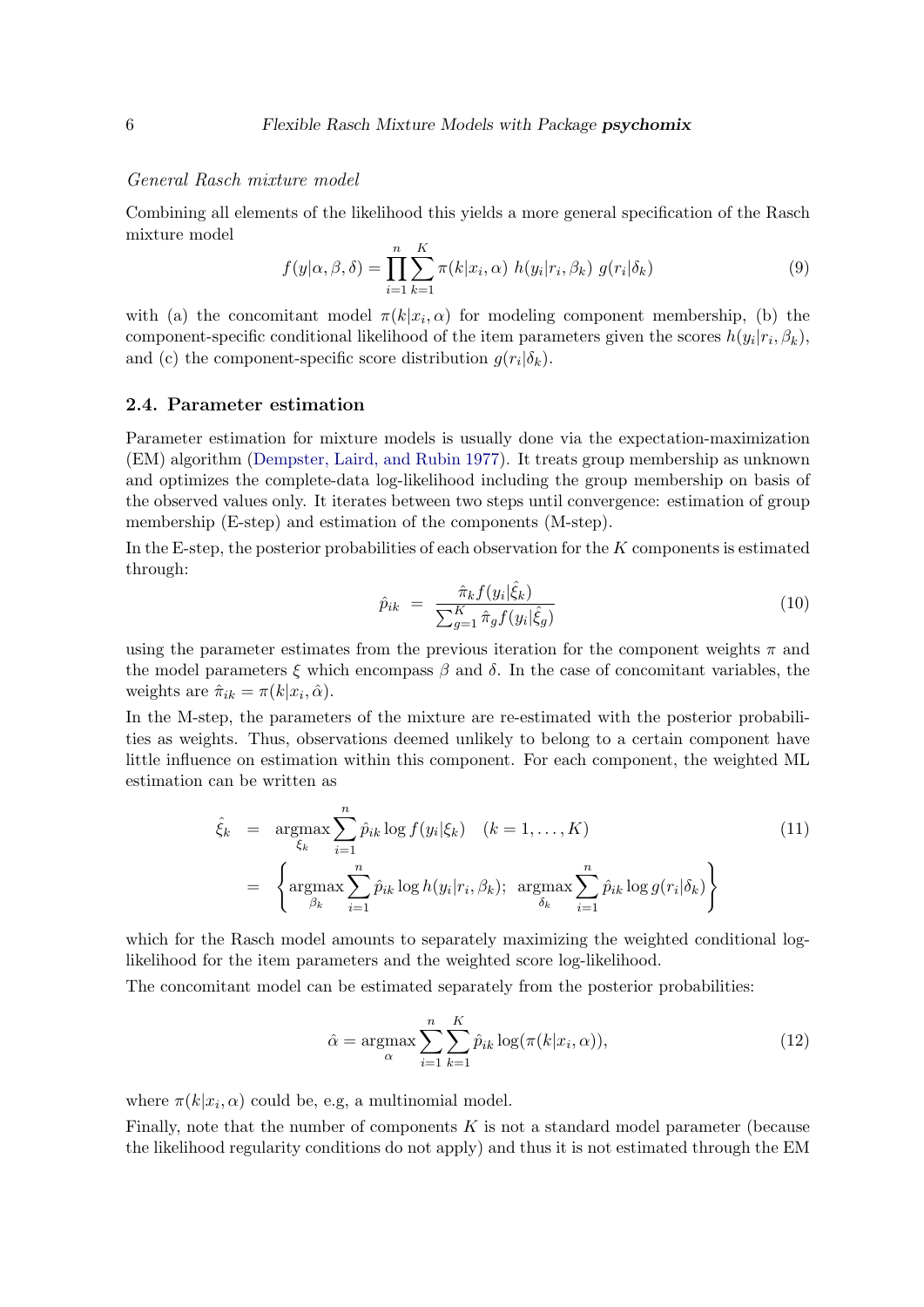*General Rasch mixture model*

Combining all elements of the likelihood this yields a more general specification of the Rasch mixture model

$$f(y|\alpha, \beta, \delta) = \prod_{i=1}^{n} \sum_{k=1}^{K} \pi(k|x_i, \alpha) \; h(y_i|r_i, \beta_k) \; g(r_i|\delta_k) \tag{9}$$

with (a) the concomitant model $\pi(k|x_i, \alpha)$ for modeling component membership, (b) the component-specific conditional likelihood of the item parameters given the scores $h(y_i|r_i, \beta_k)$, and (c) the component-specific score distribution $g(r_i|\delta_k)$.

### 2.4. Parameter estimation

Parameter estimation for mixture models is usually done via the expectation-maximization (EM) algorithm (Dempster, Laird, and Rubin 1977). It treats group membership as unknown and optimizes the complete-data log-likelihood including the group membership on basis of the observed values only. It iterates between two steps until convergence: estimation of group membership (E-step) and estimation of the components (M-step).

In the E-step, the posterior probabilities of each observation for the $K$ components is estimated through:

$$\hat{p}_{ik} \;=\; \frac{\hat{\pi}_k f(y_i|\hat{\xi}_k)}{\sum_{g=1}^{K} \hat{\pi}_g f(y_i|\hat{\xi}_g)} \tag{10}$$

using the parameter estimates from the previous iteration for the component weights $\pi$ and the model parameters $\xi$ which encompass $\beta$ and $\delta$. In the case of concomitant variables, the weights are $\hat{\pi}_{ik} = \pi(k|x_i, \hat{\alpha})$.

In the M-step, the parameters of the mixture are re-estimated with the posterior probabilities as weights. Thus, observations deemed unlikely to belong to a certain component have little influence on estimation within this component. For each component, the weighted ML estimation can be written as

$$\begin{aligned} \hat{\xi}_k &= \underset{\xi_k}{\operatorname{argmax}} \sum_{i=1}^{n} \hat{p}_{ik} \log f(y_i|\xi_k) \quad (k = 1, \dots, K) \\ &= \left\{ \underset{\beta_k}{\operatorname{argmax}} \sum_{i=1}^{n} \hat{p}_{ik} \log h(y_i|r_i, \beta_k); \;\; \underset{\delta_k}{\operatorname{argmax}} \sum_{i=1}^{n} \hat{p}_{ik} \log g(r_i|\delta_k) \right\} \end{aligned} \tag{11}$$

which for the Rasch model amounts to separately maximizing the weighted conditional log-likelihood for the item parameters and the weighted score log-likelihood.

The concomitant model can be estimated separately from the posterior probabilities:

$$\hat{\alpha} = \underset{\alpha}{\operatorname{argmax}} \sum_{i=1}^{n} \sum_{k=1}^{K} \hat{p}_{ik} \log(\pi(k|x_i, \alpha)), \tag{12}$$

where $\pi(k|x_i, \alpha)$ could be, e.g, a multinomial model.

Finally, note that the number of components $K$ is not a standard model parameter (because the likelihood regularity conditions do not apply) and thus it is not estimated through the EM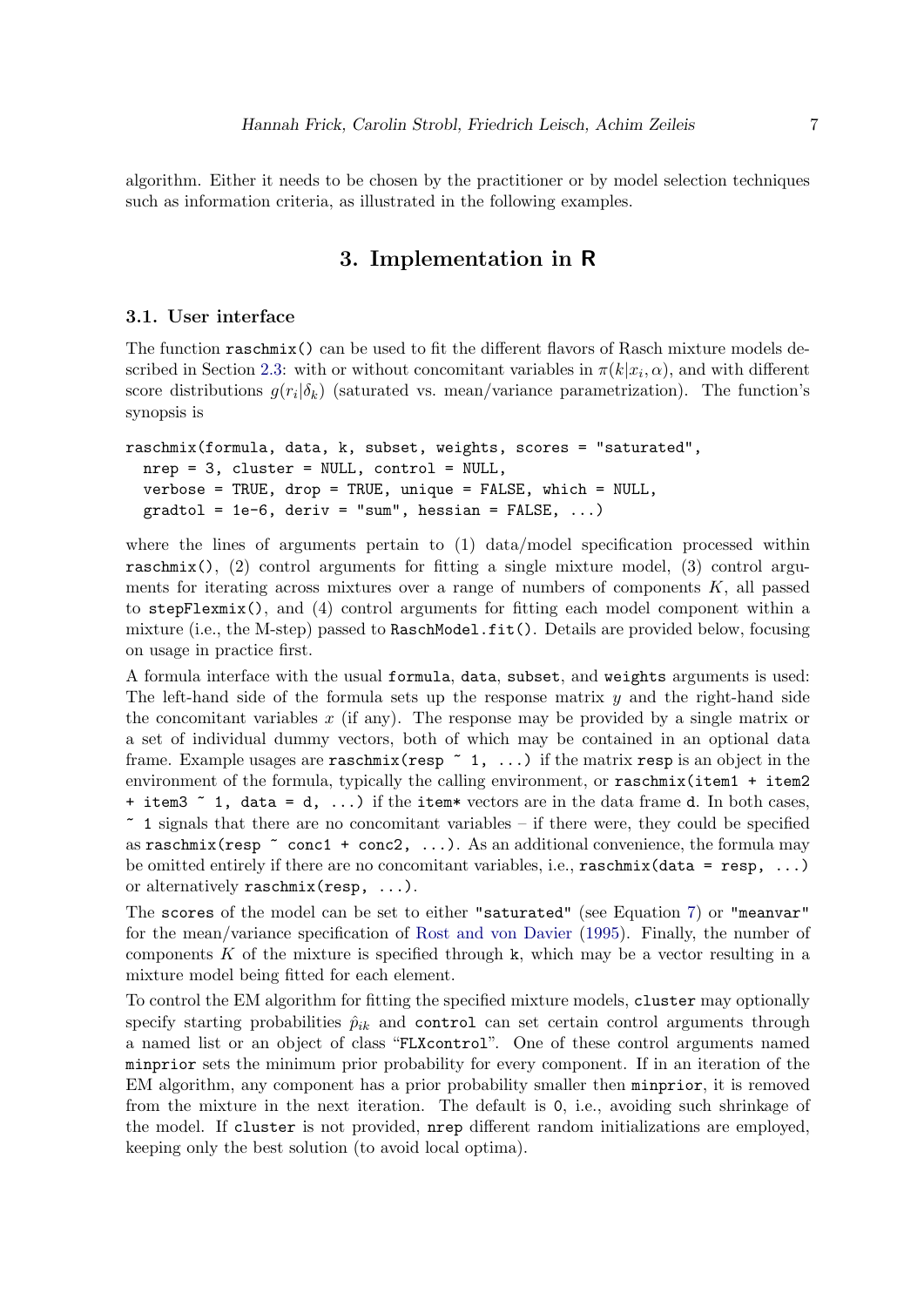algorithm. Either it needs to be chosen by the practitioner or by model selection techniques such as information criteria, as illustrated in the following examples.

## 3. Implementation in R

### 3.1. User interface

The function `raschmix()` can be used to fit the different flavors of Rasch mixture models described in Section 2.3: with or without concomitant variables in $\pi(k|x_i, \alpha)$, and with different score distributions $g(r_i|\delta_k)$ (saturated vs. mean/variance parametrization). The function's synopsis is

```
raschmix(formula, data, k, subset, weights, scores = "saturated",
  nrep = 3, cluster = NULL, control = NULL,
  verbose = TRUE, drop = TRUE, unique = FALSE, which = NULL,
  gradtol = 1e-6, deriv = "sum", hessian = FALSE, ...)
```

where the lines of arguments pertain to (1) data/model specification processed within `raschmix()`, (2) control arguments for fitting a single mixture model, (3) control arguments for iterating across mixtures over a range of numbers of components $K$, all passed to `stepFlexmix()`, and (4) control arguments for fitting each model component within a mixture (i.e., the M-step) passed to `RaschModel.fit()`. Details are provided below, focusing on usage in practice first.

A formula interface with the usual `formula`, `data`, `subset`, and `weights` arguments is used: The left-hand side of the formula sets up the response matrix $y$ and the right-hand side the concomitant variables $x$ (if any). The response may be provided by a single matrix or a set of individual dummy vectors, both of which may be contained in an optional data frame. Example usages are `raschmix(resp ~ 1, ...)` if the matrix `resp` is an object in the environment of the formula, typically the calling environment, or `raschmix(item1 + item2 + item3 ~ 1, data = d, ...)` if the `item*` vectors are in the data frame `d`. In both cases, `~ 1` signals that there are no concomitant variables – if there were, they could be specified as `raschmix(resp ~ conc1 + conc2, ...)`. As an additional convenience, the formula may be omitted entirely if there are no concomitant variables, i.e., `raschmix(data = resp, ...)` or alternatively `raschmix(resp, ...)`.

The `scores` of the model can be set to either `"saturated"` (see Equation 7) or `"meanvar"` for the mean/variance specification of Rost and von Davier (1995). Finally, the number of components $K$ of the mixture is specified through `k`, which may be a vector resulting in a mixture model being fitted for each element.

To control the EM algorithm for fitting the specified mixture models, `cluster` may optionally specify starting probabilities $\hat{p}_{ik}$ and `control` can set certain control arguments through a named list or an object of class "`FLXcontrol`". One of these control arguments named `minprior` sets the minimum prior probability for every component. If in an iteration of the EM algorithm, any component has a prior probability smaller then `minprior`, it is removed from the mixture in the next iteration. The default is `0`, i.e., avoiding such shrinkage of the model. If `cluster` is not provided, `nrep` different random initializations are employed, keeping only the best solution (to avoid local optima).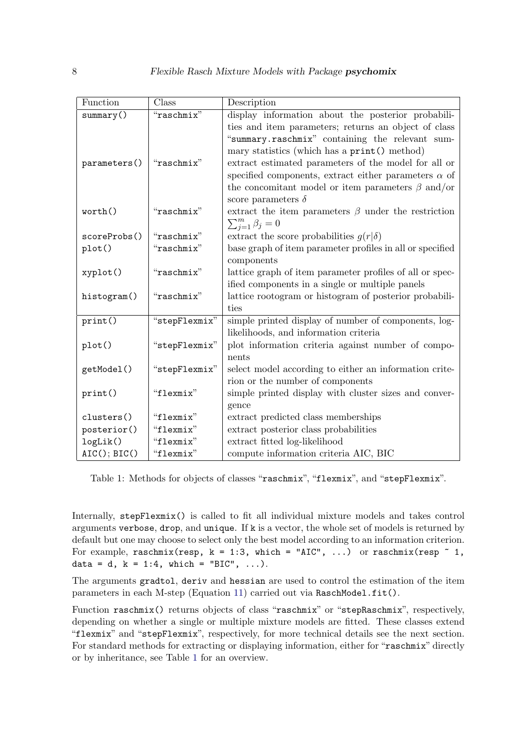| Function | Class | Description |
|---|---|---|
| `summary()` | "raschmix" | display information about the posterior probabilities and item parameters; returns an object of class "summary.raschmix" containing the relevant summary statistics (which has a `print()` method) |
| `parameters()` | "raschmix" | extract estimated parameters of the model for all or specified components, extract either parameters $\alpha$ of the concomitant model or item parameters $\beta$ and/or score parameters $\delta$ |
| `worth()` | "raschmix" | extract the item parameters $\beta$ under the restriction $\sum_{j=1}^{m} \beta_j = 0$ |
| `scoreProbs()` | "raschmix" | extract the score probabilities $g(r\|\delta)$ |
| `plot()` | "raschmix" | base graph of item parameter profiles in all or specified components |
| `xyplot()` | "raschmix" | lattice graph of item parameter profiles of all or specified components in a single or multiple panels |
| `histogram()` | "raschmix" | lattice rootogram or histogram of posterior probabilities |
| `print()` | "stepFlexmix" | simple printed display of number of components, log-likelihoods, and information criteria |
| `plot()` | "stepFlexmix" | plot information criteria against number of components |
| `getModel()` | "stepFlexmix" | select model according to either an information criterion or the number of components |
| `print()` | "flexmix" | simple printed display with cluster sizes and convergence |
| `clusters()` | "flexmix" | extract predicted class memberships |
| `posterior()` | "flexmix" | extract posterior class probabilities |
| `logLik()` | "flexmix" | extract fitted log-likelihood |
| `AIC()`; `BIC()` | "flexmix" | compute information criteria AIC, BIC |

Table 1: Methods for objects of classes "raschmix", "flexmix", and "stepFlexmix".

Internally, `stepFlexmix()` is called to fit all individual mixture models and takes control arguments `verbose`, `drop`, and `unique`. If `k` is a vector, the whole set of models is returned by default but one may choose to select only the best model according to an information criterion. For example, `raschmix(resp, k = 1:3, which = "AIC", ...)` or `raschmix(resp ~ 1, data = d, k = 1:4, which = "BIC", ...)`.

The arguments `gradtol`, `deriv` and `hessian` are used to control the estimation of the item parameters in each M-step (Equation 11) carried out via `RaschModel.fit()`.

Function `raschmix()` returns objects of class "raschmix" or "stepRaschmix", respectively, depending on whether a single or multiple mixture models are fitted. These classes extend "flexmix" and "stepFlexmix", respectively, for more technical details see the next section. For standard methods for extracting or displaying information, either for "raschmix" directly or by inheritance, see Table 1 for an overview.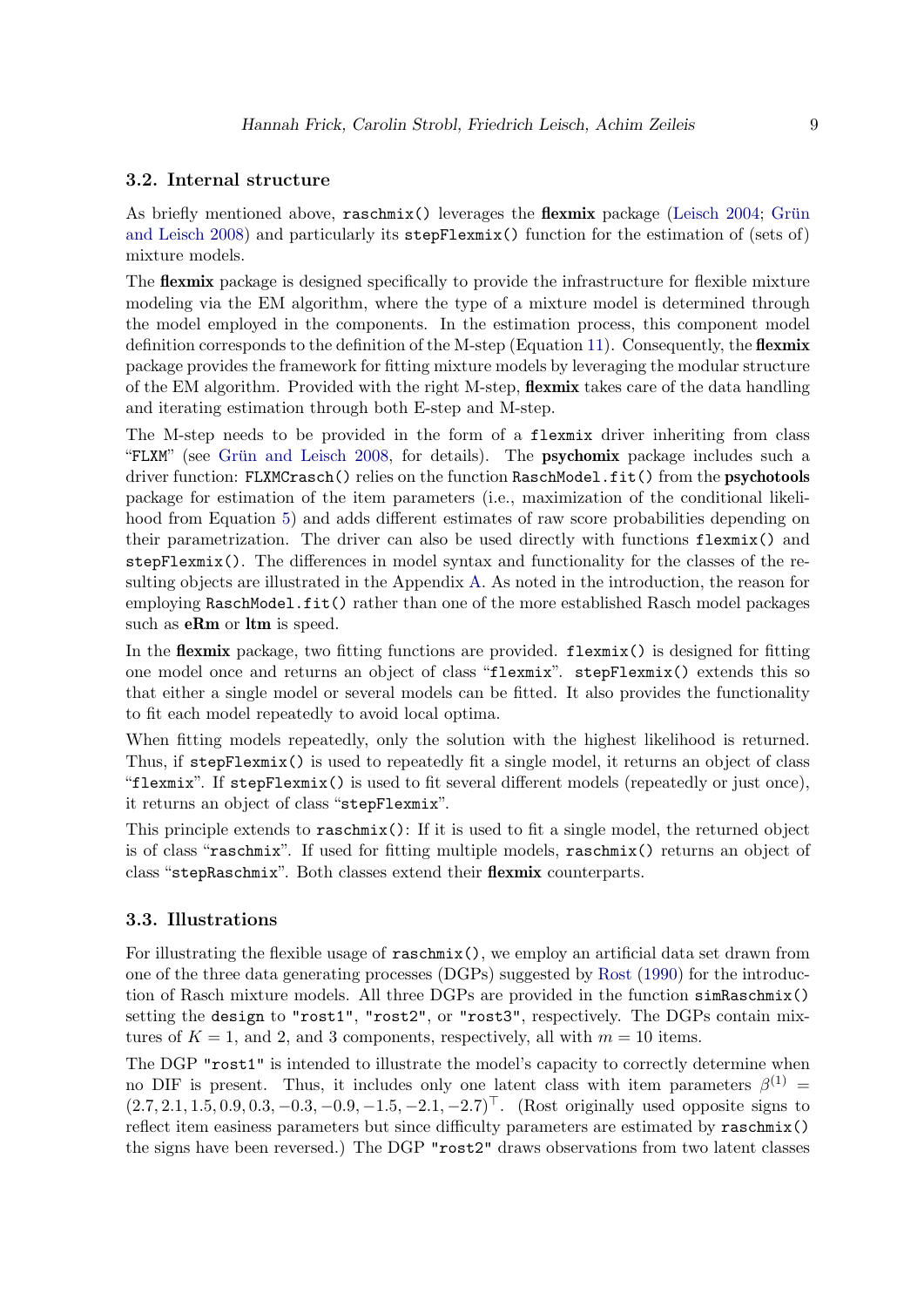### 3.2. Internal structure

As briefly mentioned above, `raschmix()` leverages the **flexmix** package (Leisch 2004; Grün and Leisch 2008) and particularly its `stepFlexmix()` function for the estimation of (sets of) mixture models.

The **flexmix** package is designed specifically to provide the infrastructure for flexible mixture modeling via the EM algorithm, where the type of a mixture model is determined through the model employed in the components. In the estimation process, this component model definition corresponds to the definition of the M-step (Equation 11). Consequently, the **flexmix** package provides the framework for fitting mixture models by leveraging the modular structure of the EM algorithm. Provided with the right M-step, **flexmix** takes care of the data handling and iterating estimation through both E-step and M-step.

The M-step needs to be provided in the form of a `flexmix` driver inheriting from class "`FLXM`" (see Grün and Leisch 2008, for details). The **psychomix** package includes such a driver function: `FLXMCrasch()` relies on the function `RaschModel.fit()` from the **psychotools** package for estimation of the item parameters (i.e., maximization of the conditional likelihood from Equation 5) and adds different estimates of raw score probabilities depending on their parametrization. The driver can also be used directly with functions `flexmix()` and `stepFlexmix()`. The differences in model syntax and functionality for the classes of the resulting objects are illustrated in the Appendix A. As noted in the introduction, the reason for employing `RaschModel.fit()` rather than one of the more established Rasch model packages such as **eRm** or **ltm** is speed.

In the **flexmix** package, two fitting functions are provided. `flexmix()` is designed for fitting one model once and returns an object of class "`flexmix`". `stepFlexmix()` extends this so that either a single model or several models can be fitted. It also provides the functionality to fit each model repeatedly to avoid local optima.

When fitting models repeatedly, only the solution with the highest likelihood is returned. Thus, if `stepFlexmix()` is used to repeatedly fit a single model, it returns an object of class "`flexmix`". If `stepFlexmix()` is used to fit several different models (repeatedly or just once), it returns an object of class "`stepFlexmix`".

This principle extends to `raschmix()`: If it is used to fit a single model, the returned object is of class "`raschmix`". If used for fitting multiple models, `raschmix()` returns an object of class "`stepRaschmix`". Both classes extend their **flexmix** counterparts.

### 3.3. Illustrations

For illustrating the flexible usage of `raschmix()`, we employ an artificial data set drawn from one of the three data generating processes (DGPs) suggested by Rost (1990) for the introduction of Rasch mixture models. All three DGPs are provided in the function `simRaschmix()` setting the `design` to `"rost1"`, `"rost2"`, or `"rost3"`, respectively. The DGPs contain mixtures of $K = 1$, and 2, and 3 components, respectively, all with $m = 10$ items.

The DGP `"rost1"` is intended to illustrate the model's capacity to correctly determine when no DIF is present. Thus, it includes only one latent class with item parameters $\beta^{(1)} = (2.7, 2.1, 1.5, 0.9, 0.3, -0.3, -0.9, -1.5, -2.1, -2.7)^\top$. (Rost originally used opposite signs to reflect item easiness parameters but since difficulty parameters are estimated by `raschmix()` the signs have been reversed.) The DGP `"rost2"` draws observations from two latent classes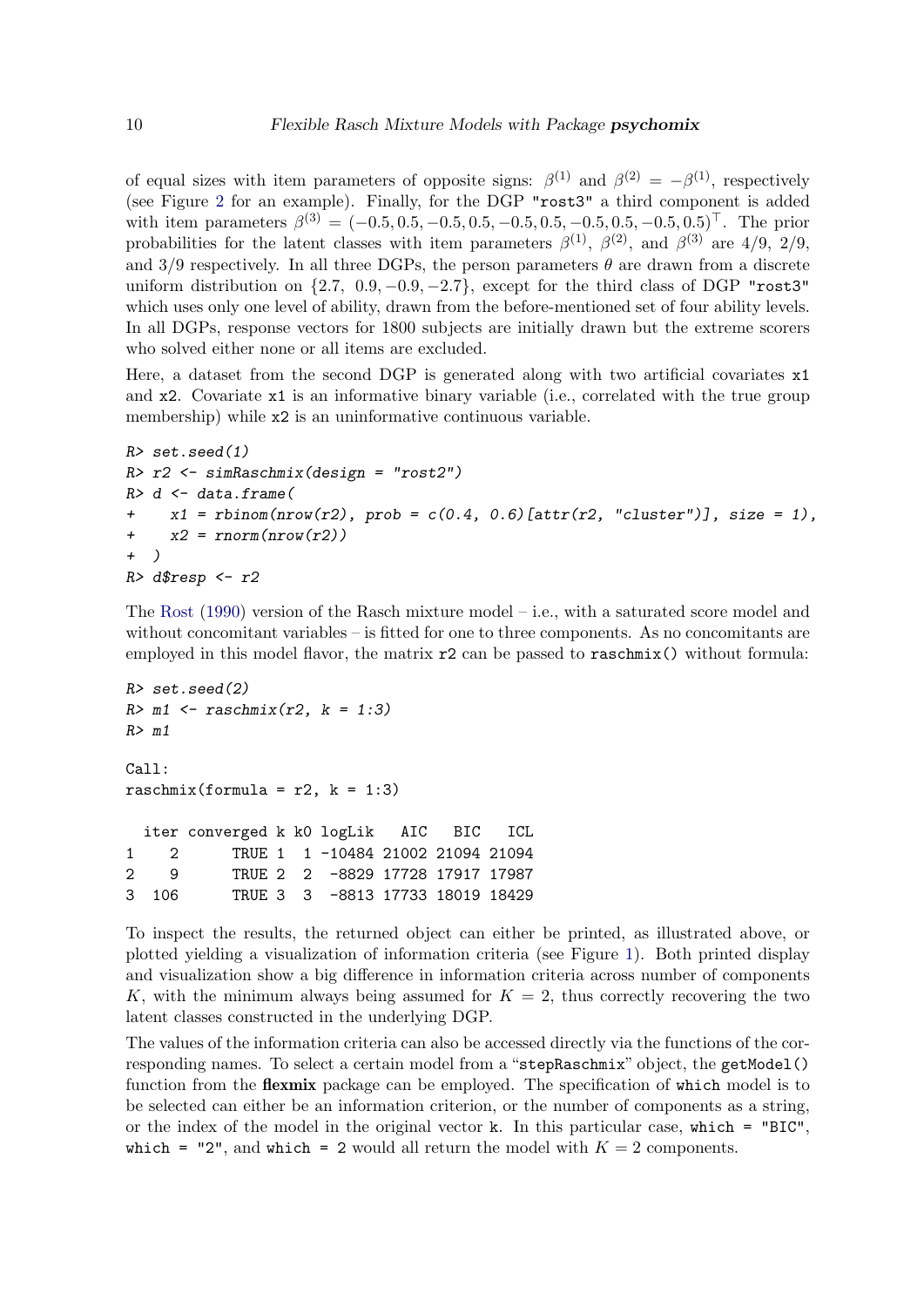of equal sizes with item parameters of opposite signs: $\beta^{(1)}$ and $\beta^{(2)} = -\beta^{(1)}$, respectively (see Figure 2 for an example). Finally, for the DGP "rost3" a third component is added with item parameters $\beta^{(3)} = (-0.5, 0.5, -0.5, 0.5, -0.5, 0.5, -0.5, 0.5, -0.5, 0.5)^\top$. The prior probabilities for the latent classes with item parameters $\beta^{(1)}$, $\beta^{(2)}$, and $\beta^{(3)}$ are 4/9, 2/9, and 3/9 respectively. In all three DGPs, the person parameters $\theta$ are drawn from a discrete uniform distribution on $\{2.7,\ 0.9, -0.9, -2.7\}$, except for the third class of DGP "rost3" which uses only one level of ability, drawn from the before-mentioned set of four ability levels. In all DGPs, response vectors for 1800 subjects are initially drawn but the extreme scorers who solved either none or all items are excluded.

Here, a dataset from the second DGP is generated along with two artificial covariates x1 and x2. Covariate x1 is an informative binary variable (i.e., correlated with the true group membership) while x2 is an uninformative continuous variable.

```
R> set.seed(1)
R> r2 <- simRaschmix(design = "rost2")
R> d <- data.frame(
+    x1 = rbinom(nrow(r2), prob = c(0.4, 0.6)[attr(r2, "cluster")], size = 1),
+    x2 = rnorm(nrow(r2))
+ )
R> d$resp <- r2
```

The Rost (1990) version of the Rasch mixture model – i.e., with a saturated score model and without concomitant variables – is fitted for one to three components. As no concomitants are employed in this model flavor, the matrix r2 can be passed to raschmix() without formula:

```
R> set.seed(2)
R> m1 <- raschmix(r2, k = 1:3)
R> m1

Call:
raschmix(formula = r2, k = 1:3)

  iter converged k k0 logLik   AIC   BIC   ICL
1    2      TRUE 1  1 -10484 21002 21094 21094
2    9      TRUE 2  2  -8829 17728 17917 17987
3  106      TRUE 3  3  -8813 17733 18019 18429
```

To inspect the results, the returned object can either be printed, as illustrated above, or plotted yielding a visualization of information criteria (see Figure 1). Both printed display and visualization show a big difference in information criteria across number of components $K$, with the minimum always being assumed for $K = 2$, thus correctly recovering the two latent classes constructed in the underlying DGP.

The values of the information criteria can also be accessed directly via the functions of the corresponding names. To select a certain model from a "stepRaschmix" object, the getModel() function from the **flexmix** package can be employed. The specification of which model is to be selected can either be an information criterion, or the number of components as a string, or the index of the model in the original vector k. In this particular case, which = "BIC", which = "2", and which = 2 would all return the model with $K = 2$ components.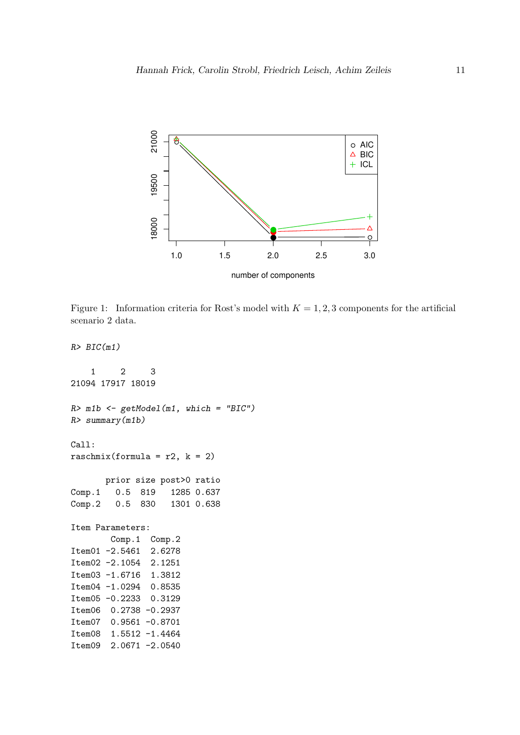Figure 1: Information criteria for Rost's model with $K = 1, 2, 3$ components for the artificial scenario 2 data.

```
R> BIC(m1)

    1     2     3 
21094 17917 18019 

R> m1b <- getModel(m1, which = "BIC")
R> summary(m1b)

Call:
raschmix(formula = r2, k = 2)

       prior size post>0 ratio
Comp.1   0.5  819   1285 0.637
Comp.2   0.5  830   1301 0.638

Item Parameters:
        Comp.1  Comp.2
Item01 -2.5461  2.6278
Item02 -2.1054  2.1251
Item03 -1.6716  1.3812
Item04 -1.0294  0.8535
Item05 -0.2233  0.3129
Item06  0.2738 -0.2937
Item07  0.9561 -0.8701
Item08  1.5512 -1.4464
Item09  2.0671 -2.0540
```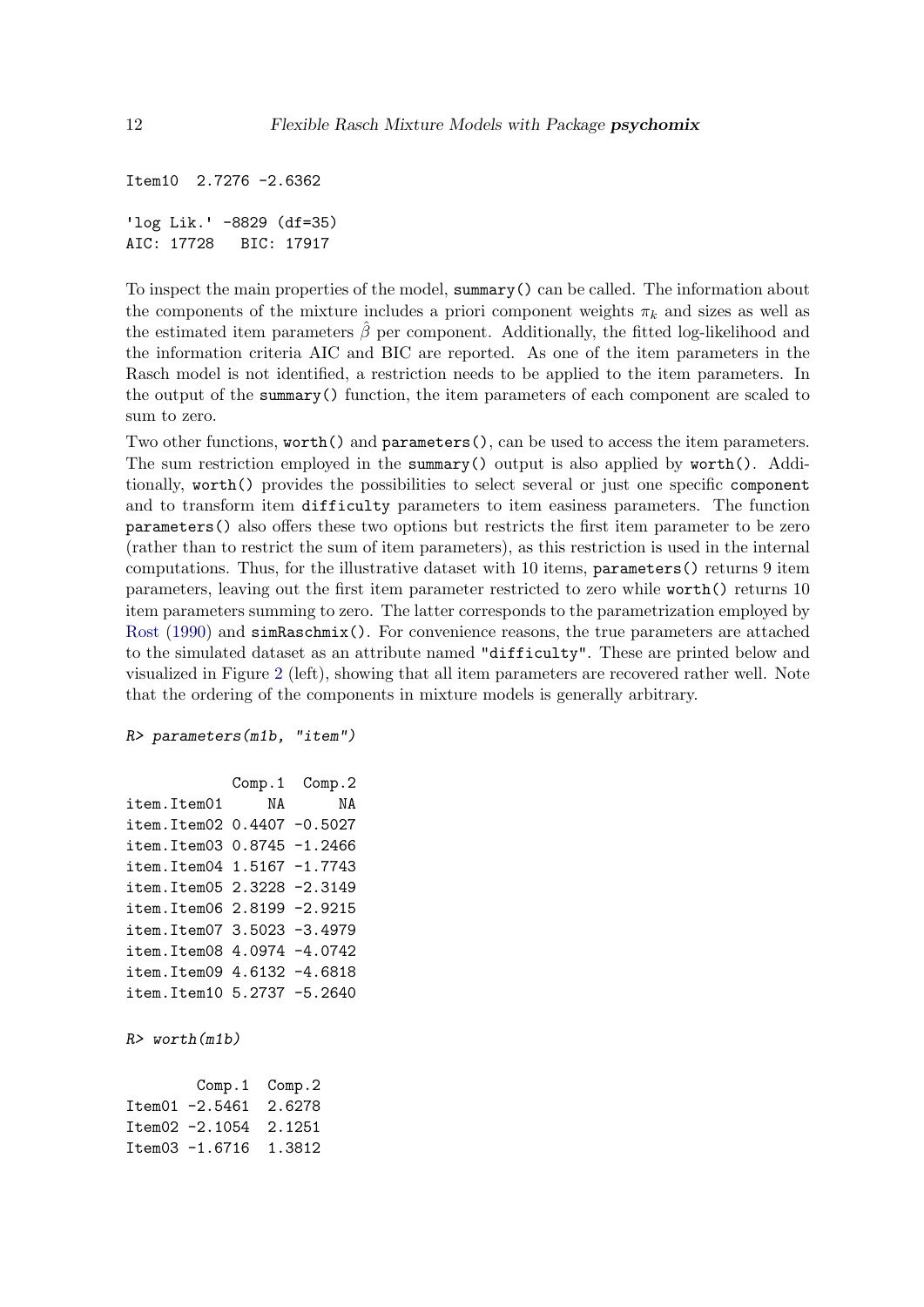```
Item10  2.7276 -2.6362

'log Lik.' -8829 (df=35)
AIC: 17728   BIC: 17917
```

To inspect the main properties of the model, `summary()` can be called. The information about the components of the mixture includes a priori component weights $\pi_k$ and sizes as well as the estimated item parameters $\hat{\beta}$ per component. Additionally, the fitted log-likelihood and the information criteria AIC and BIC are reported. As one of the item parameters in the Rasch model is not identified, a restriction needs to be applied to the item parameters. In the output of the `summary()` function, the item parameters of each component are scaled to sum to zero.

Two other functions, `worth()` and `parameters()`, can be used to access the item parameters. The sum restriction employed in the `summary()` output is also applied by `worth()`. Additionally, `worth()` provides the possibilities to select several or just one specific `component` and to transform item `difficulty` parameters to item easiness parameters. The function `parameters()` also offers these two options but restricts the first item parameter to be zero (rather than to restrict the sum of item parameters), as this restriction is used in the internal computations. Thus, for the illustrative dataset with 10 items, `parameters()` returns 9 item parameters, leaving out the first item parameter restricted to zero while `worth()` returns 10 item parameters summing to zero. The latter corresponds to the parametrization employed by Rost (1990) and `simRaschmix()`. For convenience reasons, the true parameters are attached to the simulated dataset as an attribute named `"difficulty"`. These are printed below and visualized in Figure 2 (left), showing that all item parameters are recovered rather well. Note that the ordering of the components in mixture models is generally arbitrary.

```
R> parameters(m1b, "item")

            Comp.1  Comp.2
item.Item01     NA      NA
item.Item02 0.4407 -0.5027
item.Item03 0.8745 -1.2466
item.Item04 1.5167 -1.7743
item.Item05 2.3228 -2.3149
item.Item06 2.8199 -2.9215
item.Item07 3.5023 -3.4979
item.Item08 4.0974 -4.0742
item.Item09 4.6132 -4.6818
item.Item10 5.2737 -5.2640

R> worth(m1b)

        Comp.1  Comp.2
Item01 -2.5461  2.6278
Item02 -2.1054  2.1251
Item03 -1.6716  1.3812
```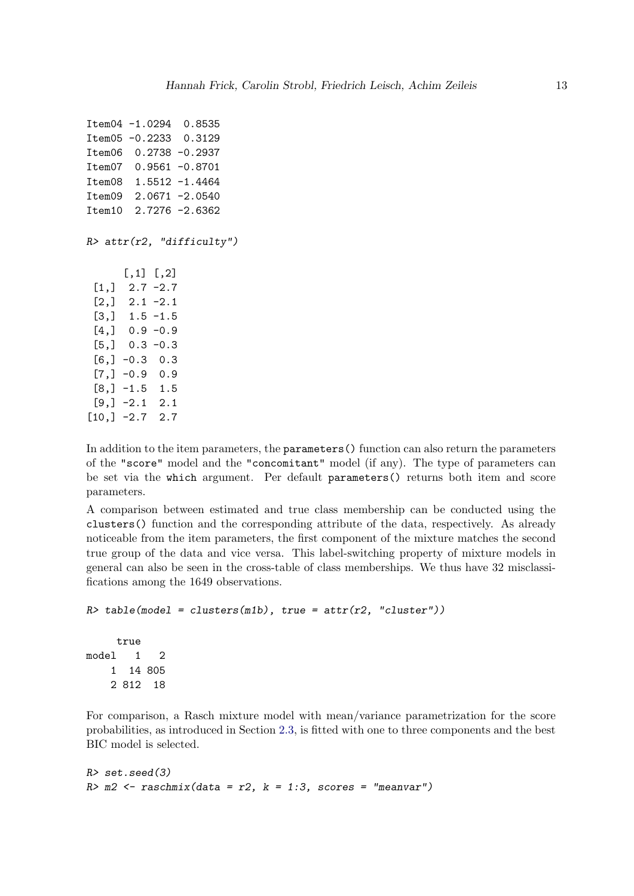```
Item04 -1.0294  0.8535
Item05 -0.2233  0.3129
Item06  0.2738 -0.2937
Item07  0.9561 -0.8701
Item08  1.5512 -1.4464
Item09  2.0671 -2.0540
Item10  2.7276 -2.6362
```

```
R> attr(r2, "difficulty")
```

```
      [,1] [,2]
 [1,]  2.7 -2.7
 [2,]  2.1 -2.1
 [3,]  1.5 -1.5
 [4,]  0.9 -0.9
 [5,]  0.3 -0.3
 [6,] -0.3  0.3
 [7,] -0.9  0.9
 [8,] -1.5  1.5
 [9,] -2.1  2.1
[10,] -2.7  2.7
```

In addition to the item parameters, the `parameters()` function can also return the parameters of the `"score"` model and the `"concomitant"` model (if any). The type of parameters can be set via the `which` argument. Per default `parameters()` returns both item and score parameters.

A comparison between estimated and true class membership can be conducted using the `clusters()` function and the corresponding attribute of the data, respectively. As already noticeable from the item parameters, the first component of the mixture matches the second true group of the data and vice versa. This label-switching property of mixture models in general can also be seen in the cross-table of class memberships. We thus have 32 misclassifications among the 1649 observations.

```
R> table(model = clusters(m1b), true = attr(r2, "cluster"))
```

```
     true
model   1   2
    1  14 805
    2 812  18
```

For comparison, a Rasch mixture model with mean/variance parametrization for the score probabilities, as introduced in Section 2.3, is fitted with one to three components and the best BIC model is selected.

```
R> set.seed(3)
R> m2 <- raschmix(data = r2, k = 1:3, scores = "meanvar")
```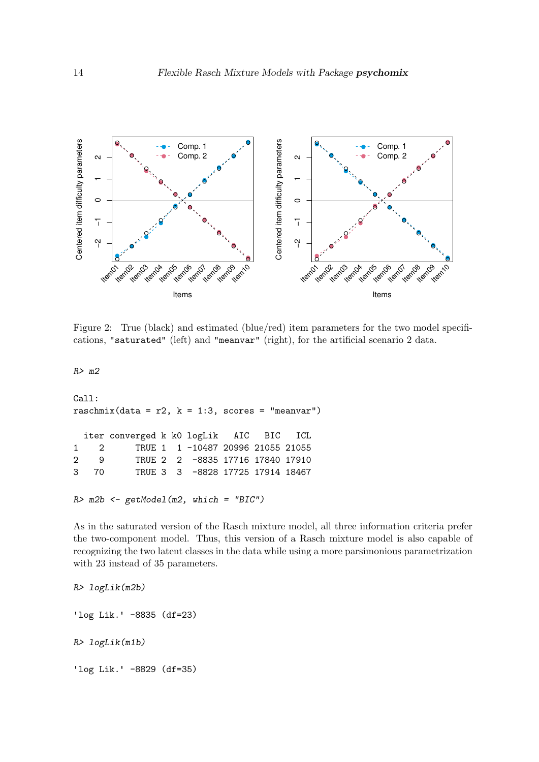Figure 2: True (black) and estimated (blue/red) item parameters for the two model specifications, "saturated" (left) and "meanvar" (right), for the artificial scenario 2 data.

```
R> m2
```

```
Call:
raschmix(data = r2, k = 1:3, scores = "meanvar")

  iter converged k k0 logLik   AIC   BIC   ICL
1    2      TRUE 1  1 -10487 20996 21055 21055
2    9      TRUE 2  2  -8835 17716 17840 17910
3   70      TRUE 3  3  -8828 17725 17914 18467
```

```
R> m2b <- getModel(m2, which = "BIC")
```

As in the saturated version of the Rasch mixture model, all three information criteria prefer the two-component model. Thus, this version of a Rasch mixture model is also capable of recognizing the two latent classes in the data while using a more parsimonious parametrization with 23 instead of 35 parameters.

```
R> logLik(m2b)
```

```
'log Lik.' -8835 (df=23)
```

```
R> logLik(m1b)
```

```
'log Lik.' -8829 (df=35)
```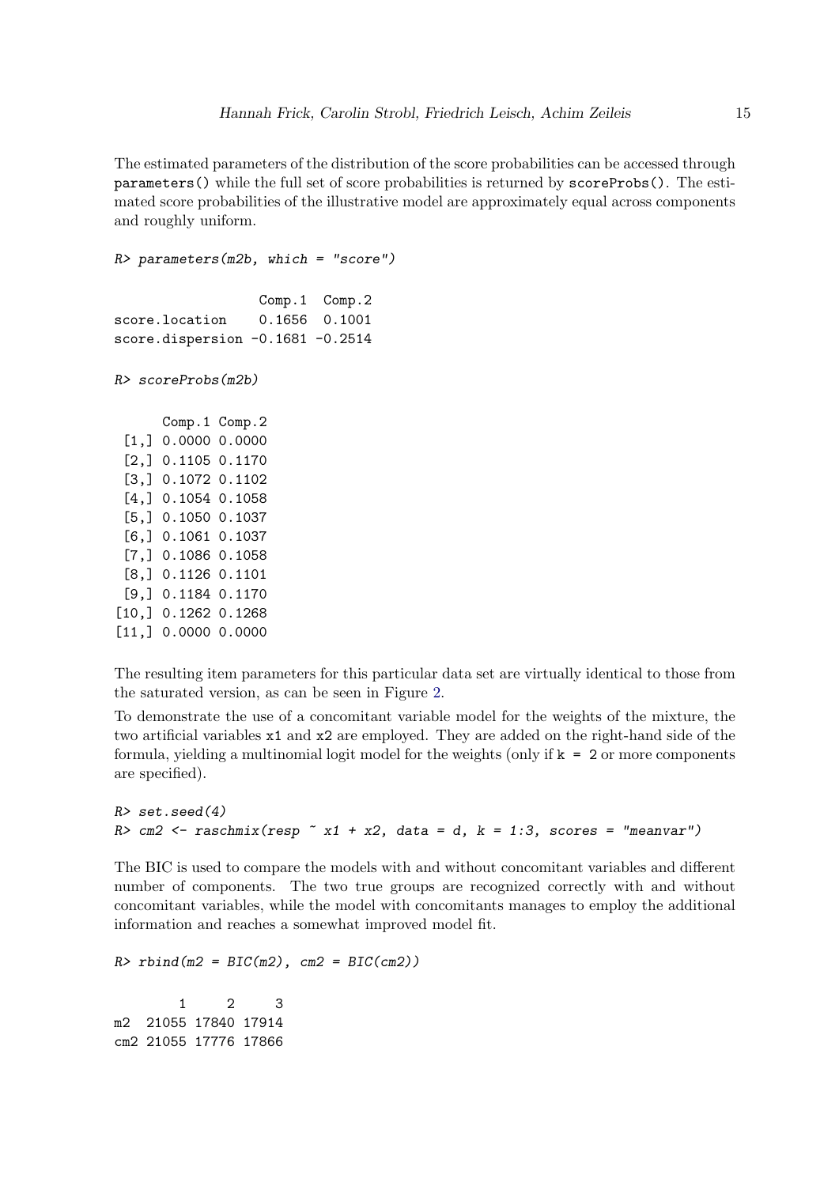The estimated parameters of the distribution of the score probabilities can be accessed through `parameters()` while the full set of score probabilities is returned by `scoreProbs()`. The estimated score probabilities of the illustrative model are approximately equal across components and roughly uniform.

```
R> parameters(m2b, which = "score")
```

```
                  Comp.1  Comp.2
score.location    0.1656  0.1001
score.dispersion -0.1681 -0.2514
```

```
R> scoreProbs(m2b)
```

```
      Comp.1 Comp.2
 [1,] 0.0000 0.0000
 [2,] 0.1105 0.1170
 [3,] 0.1072 0.1102
 [4,] 0.1054 0.1058
 [5,] 0.1050 0.1037
 [6,] 0.1061 0.1037
 [7,] 0.1086 0.1058
 [8,] 0.1126 0.1101
 [9,] 0.1184 0.1170
[10,] 0.1262 0.1268
[11,] 0.0000 0.0000
```

The resulting item parameters for this particular data set are virtually identical to those from the saturated version, as can be seen in Figure 2.

To demonstrate the use of a concomitant variable model for the weights of the mixture, the two artificial variables `x1` and `x2` are employed. They are added on the right-hand side of the formula, yielding a multinomial logit model for the weights (only if `k = 2` or more components are specified).

```
R> set.seed(4)
R> cm2 <- raschmix(resp ~ x1 + x2, data = d, k = 1:3, scores = "meanvar")
```

The BIC is used to compare the models with and without concomitant variables and different number of components. The two true groups are recognized correctly with and without concomitant variables, while the model with concomitants manages to employ the additional information and reaches a somewhat improved model fit.

```
R> rbind(m2 = BIC(m2), cm2 = BIC(cm2))
```

```
        1     2     3
m2  21055 17840 17914
cm2 21055 17776 17866
```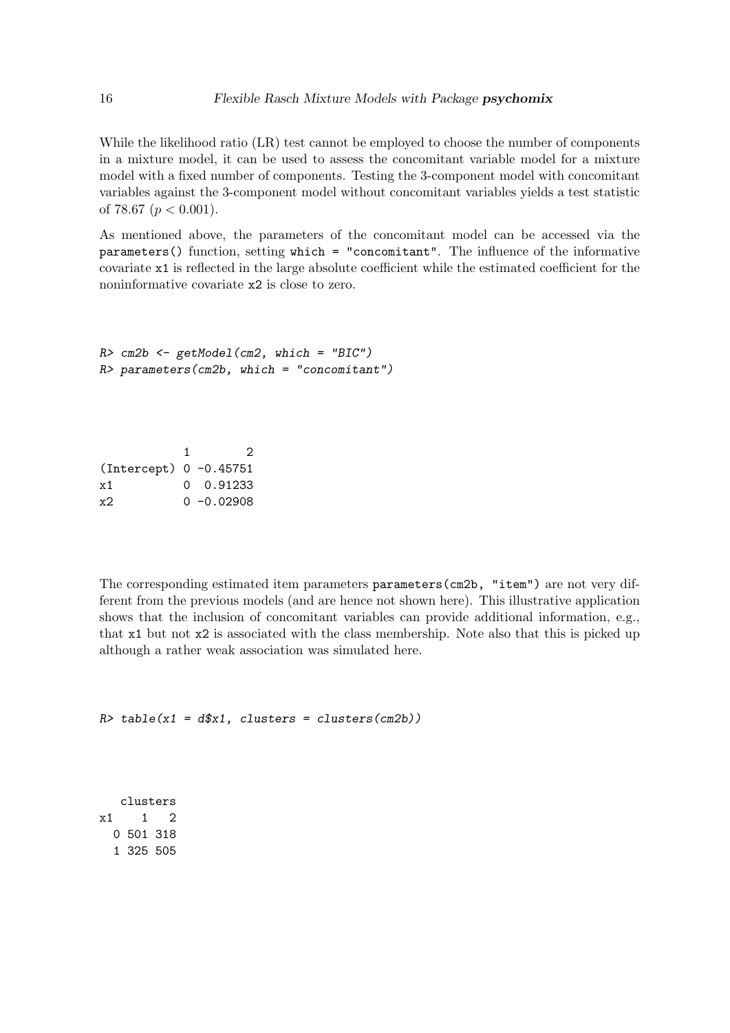While the likelihood ratio (LR) test cannot be employed to choose the number of components in a mixture model, it can be used to assess the concomitant variable model for a mixture model with a fixed number of components. Testing the 3-component model with concomitant variables against the 3-component model without concomitant variables yields a test statistic of 78.67 ($p < 0.001$).

As mentioned above, the parameters of the concomitant model can be accessed via the `parameters()` function, setting `which = "concomitant"`. The influence of the informative covariate `x1` is reflected in the large absolute coefficient while the estimated coefficient for the noninformative covariate `x2` is close to zero.

```
R> cm2b <- getModel(cm2, which = "BIC")
R> parameters(cm2b, which = "concomitant")
```

```
            1        2
(Intercept) 0 -0.45751
x1          0  0.91233
x2          0 -0.02908
```

The corresponding estimated item parameters `parameters(cm2b, "item")` are not very different from the previous models (and are hence not shown here). This illustrative application shows that the inclusion of concomitant variables can provide additional information, e.g., that `x1` but not `x2` is associated with the class membership. Note also that this is picked up although a rather weak association was simulated here.

```
R> table(x1 = d$x1, clusters = clusters(cm2b))
```

```
   clusters
x1    1   2
  0 501 318
  1 325 505
```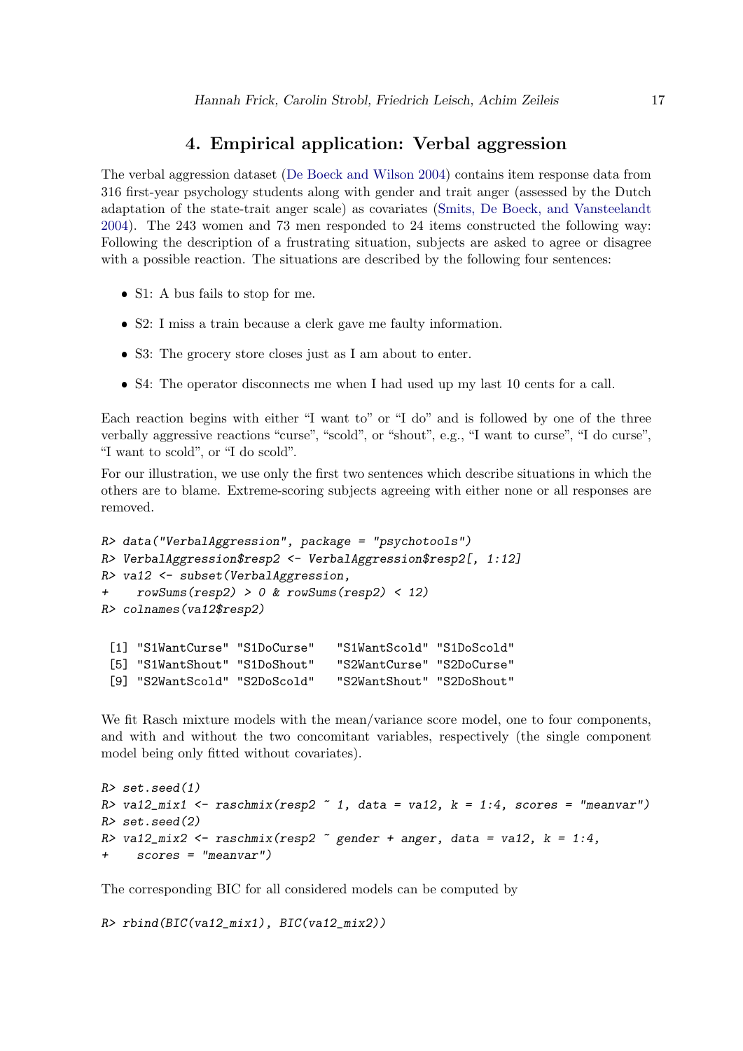# 4. Empirical application: Verbal aggression

The verbal aggression dataset (De Boeck and Wilson 2004) contains item response data from 316 first-year psychology students along with gender and trait anger (assessed by the Dutch adaptation of the state-trait anger scale) as covariates (Smits, De Boeck, and Vansteelandt 2004). The 243 women and 73 men responded to 24 items constructed the following way: Following the description of a frustrating situation, subjects are asked to agree or disagree with a possible reaction. The situations are described by the following four sentences:

- S1: A bus fails to stop for me.
- S2: I miss a train because a clerk gave me faulty information.
- S3: The grocery store closes just as I am about to enter.
- S4: The operator disconnects me when I had used up my last 10 cents for a call.

Each reaction begins with either "I want to" or "I do" and is followed by one of the three verbally aggressive reactions "curse", "scold", or "shout", e.g., "I want to curse", "I do curse", "I want to scold", or "I do scold".

For our illustration, we use only the first two sentences which describe situations in which the others are to blame. Extreme-scoring subjects agreeing with either none or all responses are removed.

```
R> data("VerbalAggression", package = "psychotools")
R> VerbalAggression$resp2 <- VerbalAggression$resp2[, 1:12]
R> va12 <- subset(VerbalAggression,
+    rowSums(resp2) > 0 & rowSums(resp2) < 12)
R> colnames(va12$resp2)

 [1] "S1WantCurse" "S1DoCurse"   "S1WantScold" "S1DoScold"
 [5] "S1WantShout" "S1DoShout"   "S2WantCurse" "S2DoCurse"
 [9] "S2WantScold" "S2DoScold"   "S2WantShout" "S2DoShout"
```

We fit Rasch mixture models with the mean/variance score model, one to four components, and with and without the two concomitant variables, respectively (the single component model being only fitted without covariates).

```
R> set.seed(1)
R> va12_mix1 <- raschmix(resp2 ~ 1, data = va12, k = 1:4, scores = "meanvar")
R> set.seed(2)
R> va12_mix2 <- raschmix(resp2 ~ gender + anger, data = va12, k = 1:4,
+    scores = "meanvar")
```

The corresponding BIC for all considered models can be computed by

```
R> rbind(BIC(va12_mix1), BIC(va12_mix2))
```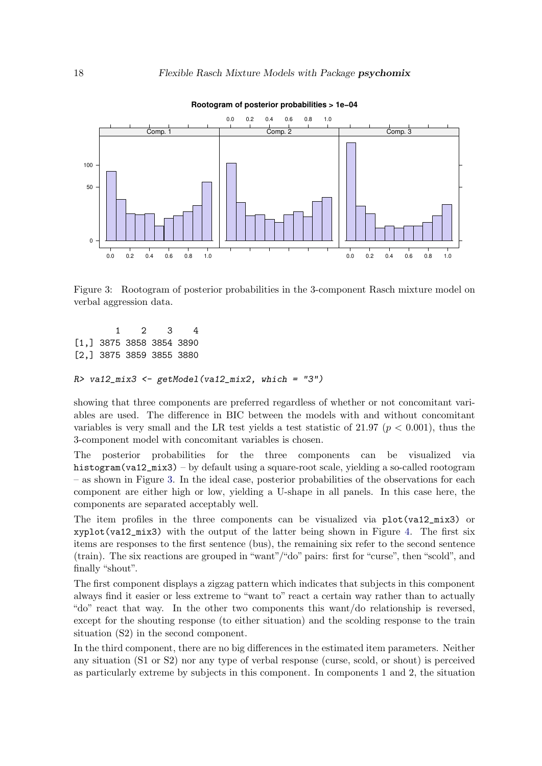Figure 3: Rootogram of posterior probabilities in the 3-component Rasch mixture model on verbal aggression data.

```
        1    2    3    4
[1,] 3875 3858 3854 3890
[2,] 3875 3859 3855 3880
```

```
R> va12_mix3 <- getModel(va12_mix2, which = "3")
```

showing that three components are preferred regardless of whether or not concomitant variables are used. The difference in BIC between the models with and without concomitant variables is very small and the LR test yields a test statistic of 21.97 ($p < 0.001$), thus the 3-component model with concomitant variables is chosen.

The posterior probabilities for the three components can be visualized via `histogram(va12_mix3)` – by default using a square-root scale, yielding a so-called rootogram – as shown in Figure 3. In the ideal case, posterior probabilities of the observations for each component are either high or low, yielding a U-shape in all panels. In this case here, the components are separated acceptably well.

The item profiles in the three components can be visualized via `plot(va12_mix3)` or `xyplot(va12_mix3)` with the output of the latter being shown in Figure 4. The first six items are responses to the first sentence (bus), the remaining six refer to the second sentence (train). The six reactions are grouped in "want"/"do" pairs: first for "curse", then "scold", and finally "shout".

The first component displays a zigzag pattern which indicates that subjects in this component always find it easier or less extreme to "want to" react a certain way rather than to actually "do" react that way. In the other two components this want/do relationship is reversed, except for the shouting response (to either situation) and the scolding response to the train situation (S2) in the second component.

In the third component, there are no big differences in the estimated item parameters. Neither any situation (S1 or S2) nor any type of verbal response (curse, scold, or shout) is perceived as particularly extreme by subjects in this component. In components 1 and 2, the situation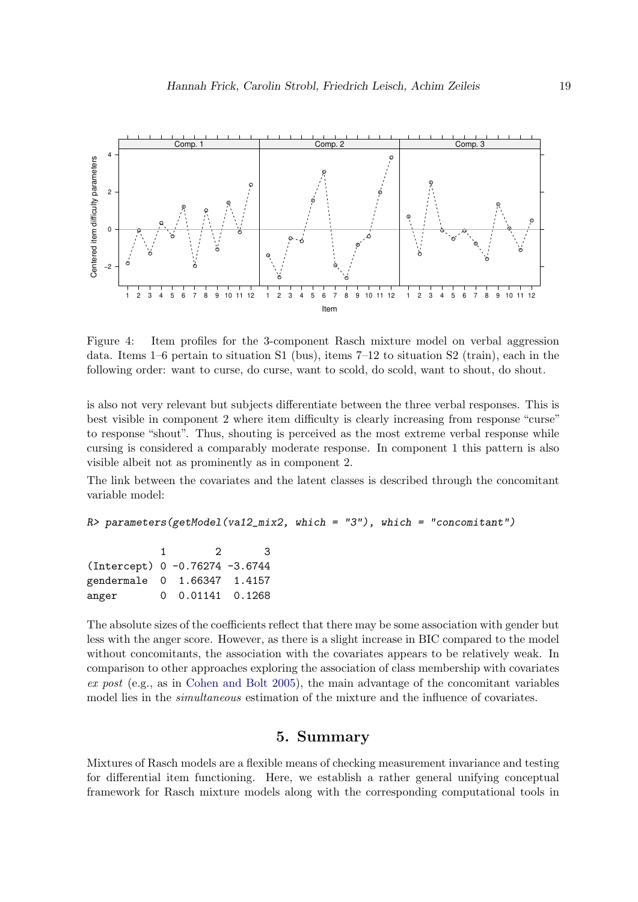Figure 4: Item profiles for the 3-component Rasch mixture model on verbal aggression data. Items 1–6 pertain to situation S1 (bus), items 7–12 to situation S2 (train), each in the following order: want to curse, do curse, want to scold, do scold, want to shout, do shout.

is also not very relevant but subjects differentiate between the three verbal responses. This is best visible in component 2 where item difficulty is clearly increasing from response "curse" to response "shout". Thus, shouting is perceived as the most extreme verbal response while cursing is considered a comparably moderate response. In component 1 this pattern is also visible albeit not as prominently as in component 2.

The link between the covariates and the latent classes is described through the concomitant variable model:

```
R> parameters(getModel(va12_mix2, which = "3"), which = "concomitant")

            1        2       3
(Intercept) 0 -0.76274 -3.6744
gendermale  0  1.66347  1.4157
anger       0  0.01141  0.1268
```

The absolute sizes of the coefficients reflect that there may be some association with gender but less with the anger score. However, as there is a slight increase in BIC compared to the model without concomitants, the association with the covariates appears to be relatively weak. In comparison to other approaches exploring the association of class membership with covariates *ex post* (e.g., as in Cohen and Bolt 2005), the main advantage of the concomitant variables model lies in the *simultaneous* estimation of the mixture and the influence of covariates.

## 5. Summary

Mixtures of Rasch models are a flexible means of checking measurement invariance and testing for differential item functioning. Here, we establish a rather general unifying conceptual framework for Rasch mixture models along with the corresponding computational tools in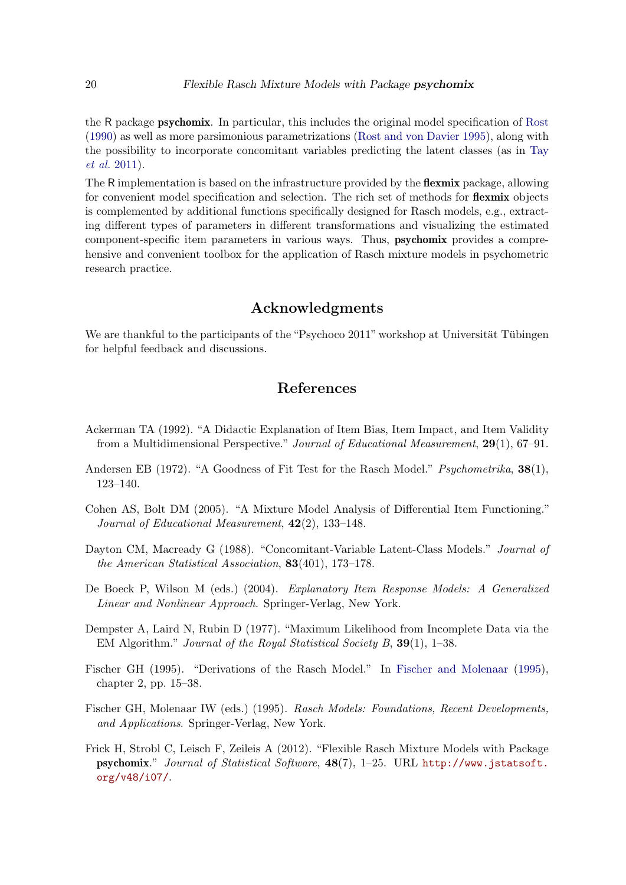the R package **psychomix**. In particular, this includes the original model specification of Rost (1990) as well as more parsimonious parametrizations (Rost and von Davier 1995), along with the possibility to incorporate concomitant variables predicting the latent classes (as in Tay *et al.* 2011).

The R implementation is based on the infrastructure provided by the **flexmix** package, allowing for convenient model specification and selection. The rich set of methods for **flexmix** objects is complemented by additional functions specifically designed for Rasch models, e.g., extracting different types of parameters in different transformations and visualizing the estimated component-specific item parameters in various ways. Thus, **psychomix** provides a comprehensive and convenient toolbox for the application of Rasch mixture models in psychometric research practice.

## Acknowledgments

We are thankful to the participants of the "Psychoco 2011" workshop at Universität Tübingen for helpful feedback and discussions.

## References

Ackerman TA (1992). "A Didactic Explanation of Item Bias, Item Impact, and Item Validity from a Multidimensional Perspective." *Journal of Educational Measurement*, **29**(1), 67–91.

Andersen EB (1972). "A Goodness of Fit Test for the Rasch Model." *Psychometrika*, **38**(1), 123–140.

Cohen AS, Bolt DM (2005). "A Mixture Model Analysis of Differential Item Functioning." *Journal of Educational Measurement*, **42**(2), 133–148.

Dayton CM, Macready G (1988). "Concomitant-Variable Latent-Class Models." *Journal of the American Statistical Association*, **83**(401), 173–178.

De Boeck P, Wilson M (eds.) (2004). *Explanatory Item Response Models: A Generalized Linear and Nonlinear Approach*. Springer-Verlag, New York.

Dempster A, Laird N, Rubin D (1977). "Maximum Likelihood from Incomplete Data via the EM Algorithm." *Journal of the Royal Statistical Society B*, **39**(1), 1–38.

Fischer GH (1995). "Derivations of the Rasch Model." In Fischer and Molenaar (1995), chapter 2, pp. 15–38.

Fischer GH, Molenaar IW (eds.) (1995). *Rasch Models: Foundations, Recent Developments, and Applications*. Springer-Verlag, New York.

Frick H, Strobl C, Leisch F, Zeileis A (2012). "Flexible Rasch Mixture Models with Package **psychomix**." *Journal of Statistical Software*, **48**(7), 1–25. URL http://www.jstatsoft.org/v48/i07/.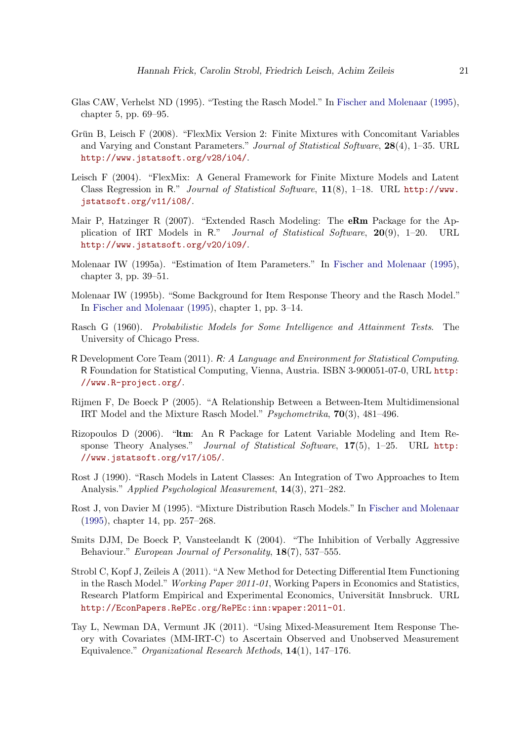Glas CAW, Verhelst ND (1995). "Testing the Rasch Model." In Fischer and Molenaar (1995), chapter 5, pp. 69–95.

Grün B, Leisch F (2008). "FlexMix Version 2: Finite Mixtures with Concomitant Variables and Varying and Constant Parameters." *Journal of Statistical Software*, **28**(4), 1–35. URL `http://www.jstatsoft.org/v28/i04/`.

Leisch F (2004). "FlexMix: A General Framework for Finite Mixture Models and Latent Class Regression in R." *Journal of Statistical Software*, **11**(8), 1–18. URL `http://www.jstatsoft.org/v11/i08/`.

Mair P, Hatzinger R (2007). "Extended Rasch Modeling: The **eRm** Package for the Application of IRT Models in R." *Journal of Statistical Software*, **20**(9), 1–20. URL `http://www.jstatsoft.org/v20/i09/`.

Molenaar IW (1995a). "Estimation of Item Parameters." In Fischer and Molenaar (1995), chapter 3, pp. 39–51.

Molenaar IW (1995b). "Some Background for Item Response Theory and the Rasch Model." In Fischer and Molenaar (1995), chapter 1, pp. 3–14.

Rasch G (1960). *Probabilistic Models for Some Intelligence and Attainment Tests*. The University of Chicago Press.

R Development Core Team (2011). *R: A Language and Environment for Statistical Computing*. R Foundation for Statistical Computing, Vienna, Austria. ISBN 3-900051-07-0, URL `http://www.R-project.org/`.

Rijmen F, De Boeck P (2005). "A Relationship Between a Between-Item Multidimensional IRT Model and the Mixture Rasch Model." *Psychometrika*, **70**(3), 481–496.

Rizopoulos D (2006). "**ltm**: An R Package for Latent Variable Modeling and Item Response Theory Analyses." *Journal of Statistical Software*, **17**(5), 1–25. URL `http://www.jstatsoft.org/v17/i05/`.

Rost J (1990). "Rasch Models in Latent Classes: An Integration of Two Approaches to Item Analysis." *Applied Psychological Measurement*, **14**(3), 271–282.

Rost J, von Davier M (1995). "Mixture Distribution Rasch Models." In Fischer and Molenaar (1995), chapter 14, pp. 257–268.

Smits DJM, De Boeck P, Vansteelandt K (2004). "The Inhibition of Verbally Aggressive Behaviour." *European Journal of Personality*, **18**(7), 537–555.

Strobl C, Kopf J, Zeileis A (2011). "A New Method for Detecting Differential Item Functioning in the Rasch Model." *Working Paper 2011-01*, Working Papers in Economics and Statistics, Research Platform Empirical and Experimental Economics, Universität Innsbruck. URL `http://EconPapers.RePEc.org/RePEc:inn:wpaper:2011-01`.

Tay L, Newman DA, Vermunt JK (2011). "Using Mixed-Measurement Item Response Theory with Covariates (MM-IRT-C) to Ascertain Observed and Unobserved Measurement Equivalence." *Organizational Research Methods*, **14**(1), 147–176.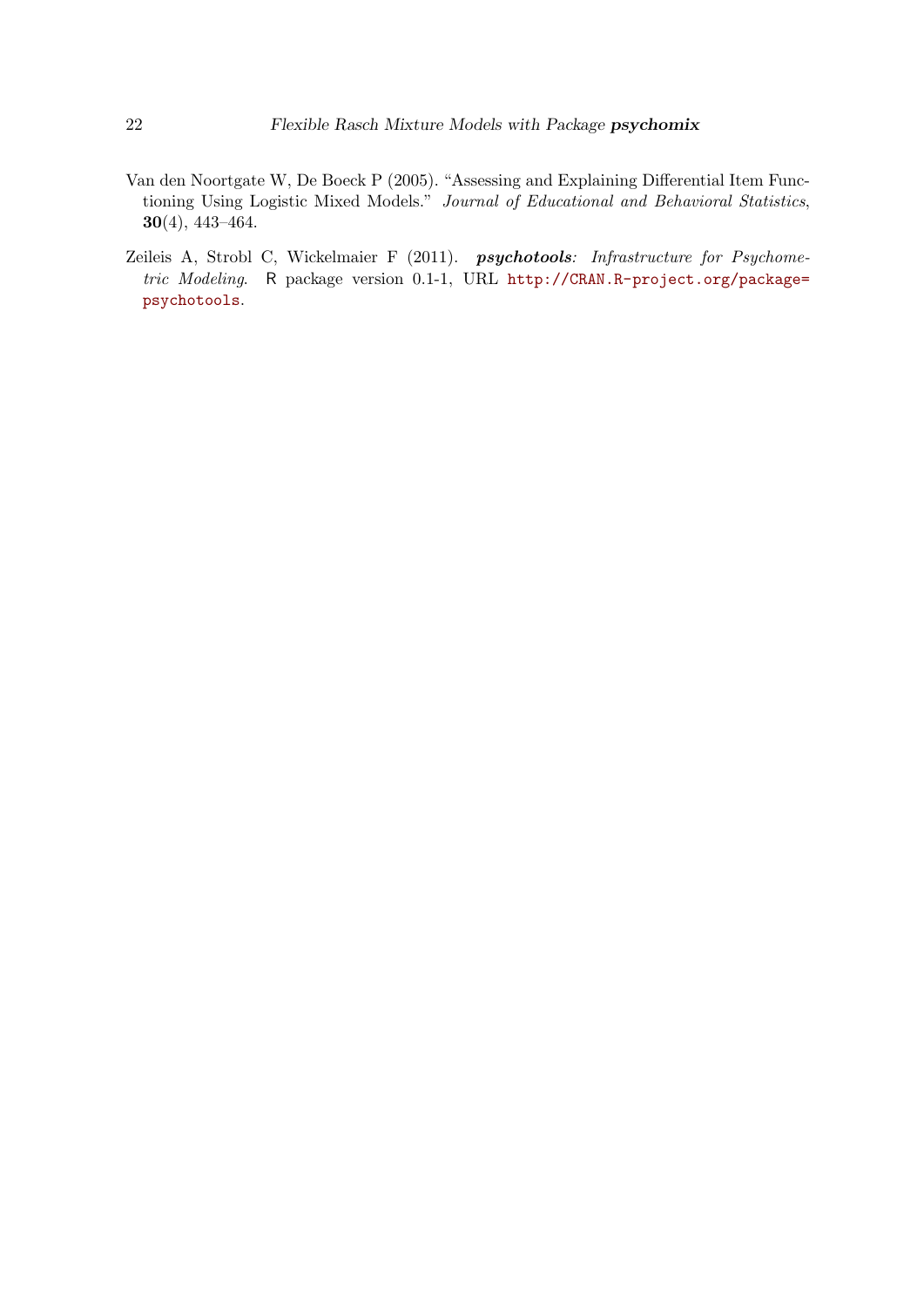Van den Noortgate W, De Boeck P (2005). "Assessing and Explaining Differential Item Functioning Using Logistic Mixed Models." *Journal of Educational and Behavioral Statistics*, **30**(4), 443–464.

Zeileis A, Strobl C, Wickelmaier F (2011). ***psychotools**: Infrastructure for Psychometric Modeling*. R package version 0.1-1, URL http://CRAN.R-project.org/package=psychotools.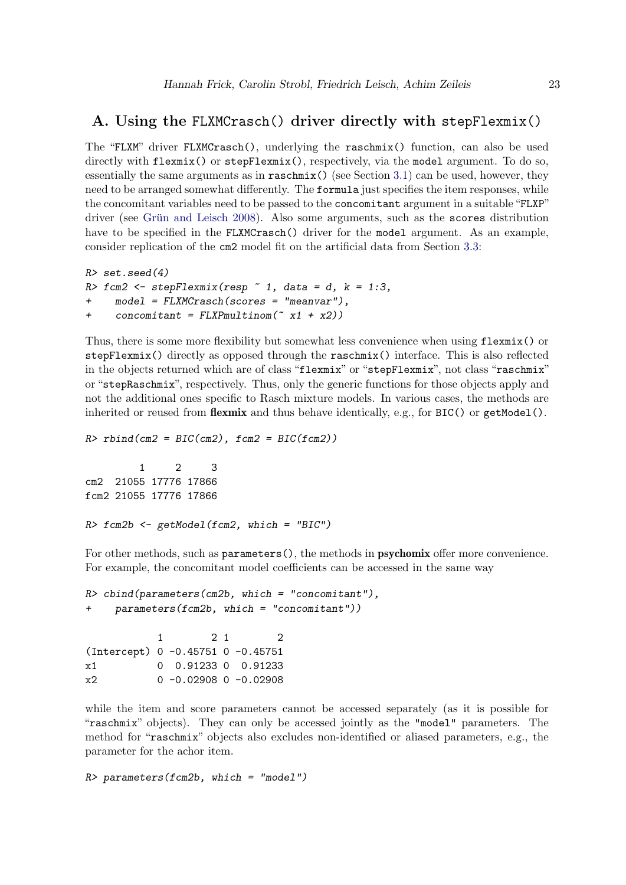# A. Using the `FLXMCrasch()` driver directly with `stepFlexmix()`

The "FLXM" driver `FLXMCrasch()`, underlying the `raschmix()` function, can also be used directly with `flexmix()` or `stepFlexmix()`, respectively, via the `model` argument. To do so, essentially the same arguments as in `raschmix()` (see Section 3.1) can be used, however, they need to be arranged somewhat differently. The `formula` just specifies the item responses, while the concomitant variables need to be passed to the `concomitant` argument in a suitable "FLXP" driver (see Grün and Leisch 2008). Also some arguments, such as the `scores` distribution have to be specified in the `FLXMCrasch()` driver for the `model` argument. As an example, consider replication of the `cm2` model fit on the artificial data from Section 3.3:

```
R> set.seed(4)
R> fcm2 <- stepFlexmix(resp ~ 1, data = d, k = 1:3,
+     model = FLXMCrasch(scores = "meanvar"),
+     concomitant = FLXPmultinom(~ x1 + x2))
```

Thus, there is some more flexibility but somewhat less convenience when using `flexmix()` or `stepFlexmix()` directly as opposed through the `raschmix()` interface. This is also reflected in the objects returned which are of class "`flexmix`" or "`stepFlexmix`", not class "`raschmix`" or "`stepRaschmix`", respectively. Thus, only the generic functions for those objects apply and not the additional ones specific to Rasch mixture models. In various cases, the methods are inherited or reused from **flexmix** and thus behave identically, e.g., for `BIC()` or `getModel()`.

```
R> rbind(cm2 = BIC(cm2), fcm2 = BIC(fcm2))

         1     2     3
cm2  21055 17776 17866
fcm2 21055 17776 17866

R> fcm2b <- getModel(fcm2, which = "BIC")
```

For other methods, such as `parameters()`, the methods in **psychomix** offer more convenience. For example, the concomitant model coefficients can be accessed in the same way

```
R> cbind(parameters(cm2b, which = "concomitant"),
+     parameters(fcm2b, which = "concomitant"))

            1        2 1        2
(Intercept) 0 -0.45751 0 -0.45751
x1          0  0.91233 0  0.91233
x2          0 -0.02908 0 -0.02908
```

while the item and score parameters cannot be accessed separately (as it is possible for "`raschmix`" objects). They can only be accessed jointly as the "`model`" parameters. The method for "`raschmix`" objects also excludes non-identified or aliased parameters, e.g., the parameter for the achor item.

```
R> parameters(fcm2b, which = "model")
```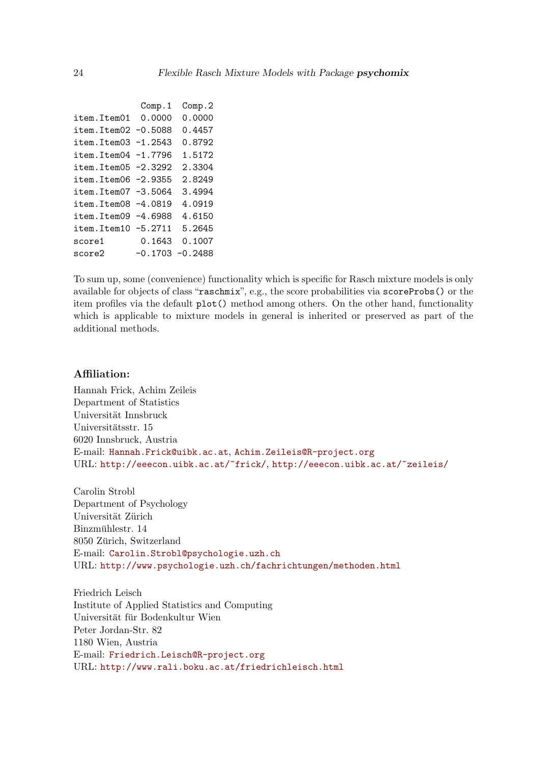```
             Comp.1  Comp.2
item.Item01  0.0000  0.0000
item.Item02 -0.5088  0.4457
item.Item03 -1.2543  0.8792
item.Item04 -1.7796  1.5172
item.Item05 -2.3292  2.3304
item.Item06 -2.9355  2.8249
item.Item07 -3.5064  3.4994
item.Item08 -4.0819  4.0919
item.Item09 -4.6988  4.6150
item.Item10 -5.2711  5.2645
score1       0.1643  0.1007
score2      -0.1703 -0.2488
```

To sum up, some (convenience) functionality which is specific for Rasch mixture models is only available for objects of class "`raschmix`", e.g., the score probabilities via `scoreProbs()` or the item profiles via the default `plot()` method among others. On the other hand, functionality which is applicable to mixture models in general is inherited or preserved as part of the additional methods.

**Affiliation:**

Hannah Frick, Achim Zeileis
Department of Statistics
Universität Innsbruck
Universitätsstr. 15
6020 Innsbruck, Austria
E-mail: Hannah.Frick@uibk.ac.at, Achim.Zeileis@R-project.org
URL: http://eeecon.uibk.ac.at/~frick/, http://eeecon.uibk.ac.at/~zeileis/

Carolin Strobl
Department of Psychology
Universität Zürich
Binzmühlestr. 14
8050 Zürich, Switzerland
E-mail: Carolin.Strobl@psychologie.uzh.ch
URL: http://www.psychologie.uzh.ch/fachrichtungen/methoden.html

Friedrich Leisch
Institute of Applied Statistics and Computing
Universität für Bodenkultur Wien
Peter Jordan-Str. 82
1180 Wien, Austria
E-mail: Friedrich.Leisch@R-project.org
URL: http://www.rali.boku.ac.at/friedrichleisch.html